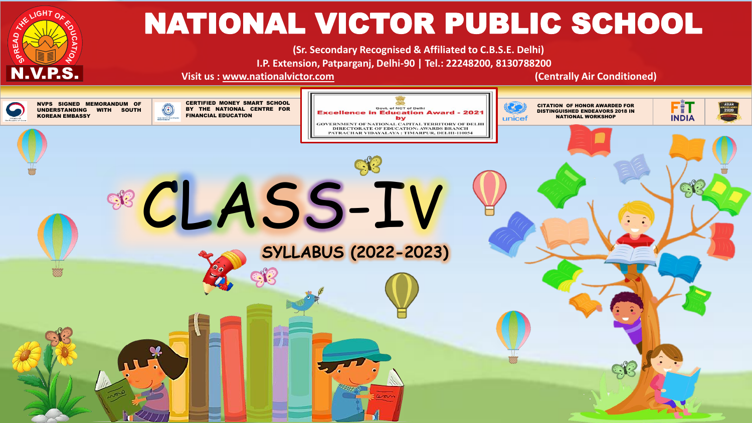# NATIONAL VICTOR PUBLIC SCHOOL

SPREAD THE LIGHT OF EDUCATION

N.V.P.S.

(Sr. Secondary Recognised & Affiliated to C.B.S.E. Delhi)

I.P. Extension, Patparganj, Delhi-90 | Tel.: 22248200, 8130788200

Visit us : www.nationalvictor.com

(Centrally Air Conditioned)

NVPS SIGNED MEMORANDUM OF UNDERSTANDING WITH SOUTH KOREAN EMBASSY

CERTIFIED MONEY SMART SCHOOL BY THE NATIONAL CENTRE FOR FINANCIAL EDUCATION

Govt. of NCT of Delhi
**Excellence in Education Award - 2021**
**by**
GOVERNMENT OF NATIONAL CAPITAL TERRITORY OF DELHI
DIRECTORATE OF EDUCATION: AWARDS BRANCH
PATRACHAR VIDYALAYA : TIMARPUR, DELHI-110054

CITATION OF HONOR AWARDED FOR DISTINGUISHED ENDEAVORS 2018 IN NATIONAL WORKSHOP

FIT INDIA

# CLASS-IV

## SYLLABUS (2022-2023)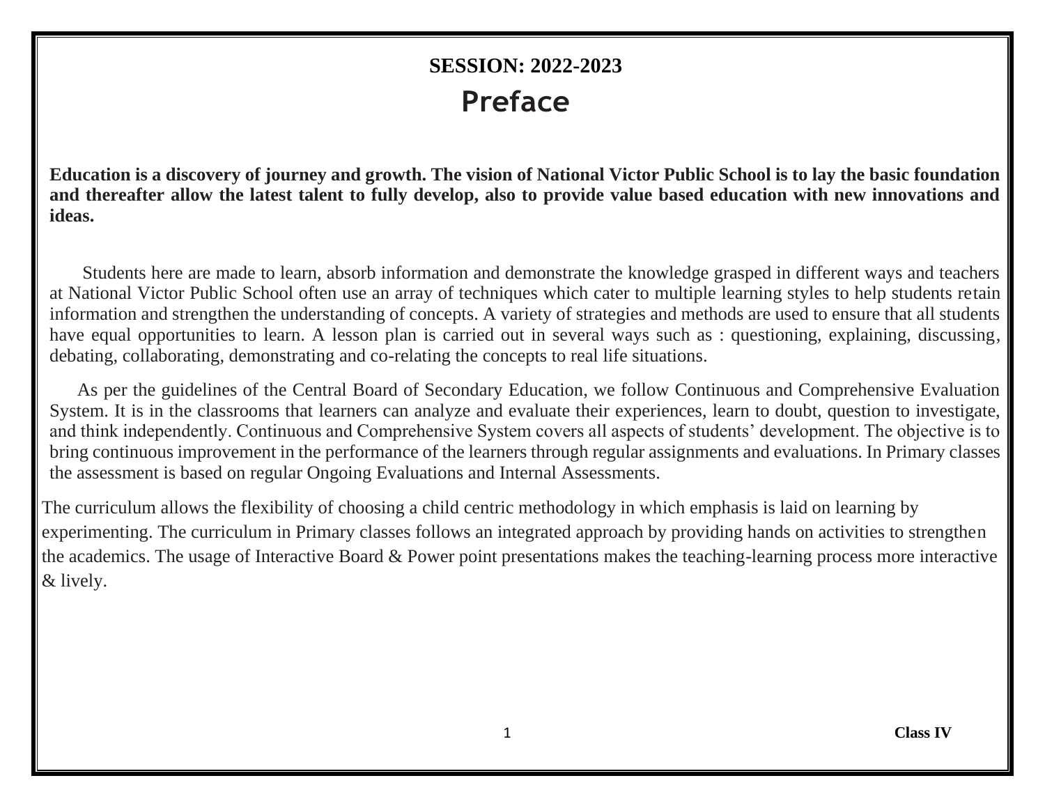**SESSION: 2022-2023**

# Preface

**Education is a discovery of journey and growth. The vision of National Victor Public School is to lay the basic foundation and thereafter allow the latest talent to fully develop, also to provide value based education with new innovations and ideas.**

Students here are made to learn, absorb information and demonstrate the knowledge grasped in different ways and teachers at National Victor Public School often use an array of techniques which cater to multiple learning styles to help students retain information and strengthen the understanding of concepts. A variety of strategies and methods are used to ensure that all students have equal opportunities to learn. A lesson plan is carried out in several ways such as : questioning, explaining, discussing, debating, collaborating, demonstrating and co-relating the concepts to real life situations.

As per the guidelines of the Central Board of Secondary Education, we follow Continuous and Comprehensive Evaluation System. It is in the classrooms that learners can analyze and evaluate their experiences, learn to doubt, question to investigate, and think independently. Continuous and Comprehensive System covers all aspects of students' development. The objective is to bring continuous improvement in the performance of the learners through regular assignments and evaluations. In Primary classes the assessment is based on regular Ongoing Evaluations and Internal Assessments.

The curriculum allows the flexibility of choosing a child centric methodology in which emphasis is laid on learning by experimenting. The curriculum in Primary classes follows an integrated approach by providing hands on activities to strengthen the academics. The usage of Interactive Board & Power point presentations makes the teaching-learning process more interactive & lively.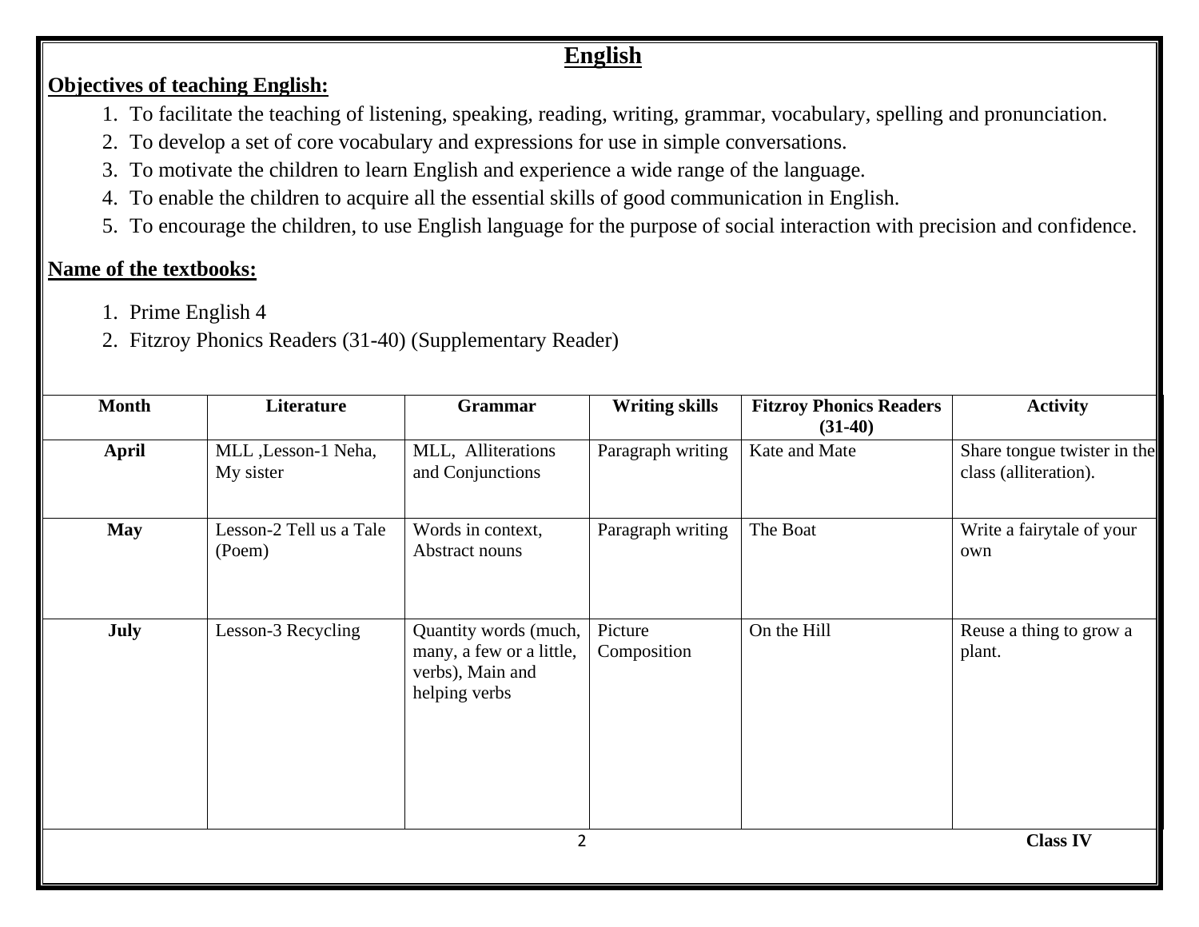# English

**Objectives of teaching English:**

1. To facilitate the teaching of listening, speaking, reading, writing, grammar, vocabulary, spelling and pronunciation.
2. To develop a set of core vocabulary and expressions for use in simple conversations.
3. To motivate the children to learn English and experience a wide range of the language.
4. To enable the children to acquire all the essential skills of good communication in English.
5. To encourage the children, to use English language for the purpose of social interaction with precision and confidence.

**Name of the textbooks:**

1. Prime English 4
2. Fitzroy Phonics Readers (31-40) (Supplementary Reader)

| Month | Literature | Grammar | Writing skills | Fitzroy Phonics Readers (31-40) | Activity |
|---|---|---|---|---|---|
| **April** | MLL ,Lesson-1 Neha, My sister | MLL, Alliterations and Conjunctions | Paragraph writing | Kate and Mate | Share tongue twister in the class (alliteration). |
| **May** | Lesson-2 Tell us a Tale (Poem) | Words in context, Abstract nouns | Paragraph writing | The Boat | Write a fairytale of your own |
| **July** | Lesson-3 Recycling | Quantity words (much, many, a few or a little, verbs), Main and helping verbs | Picture Composition | On the Hill | Reuse a thing to grow a plant. |

**Class IV**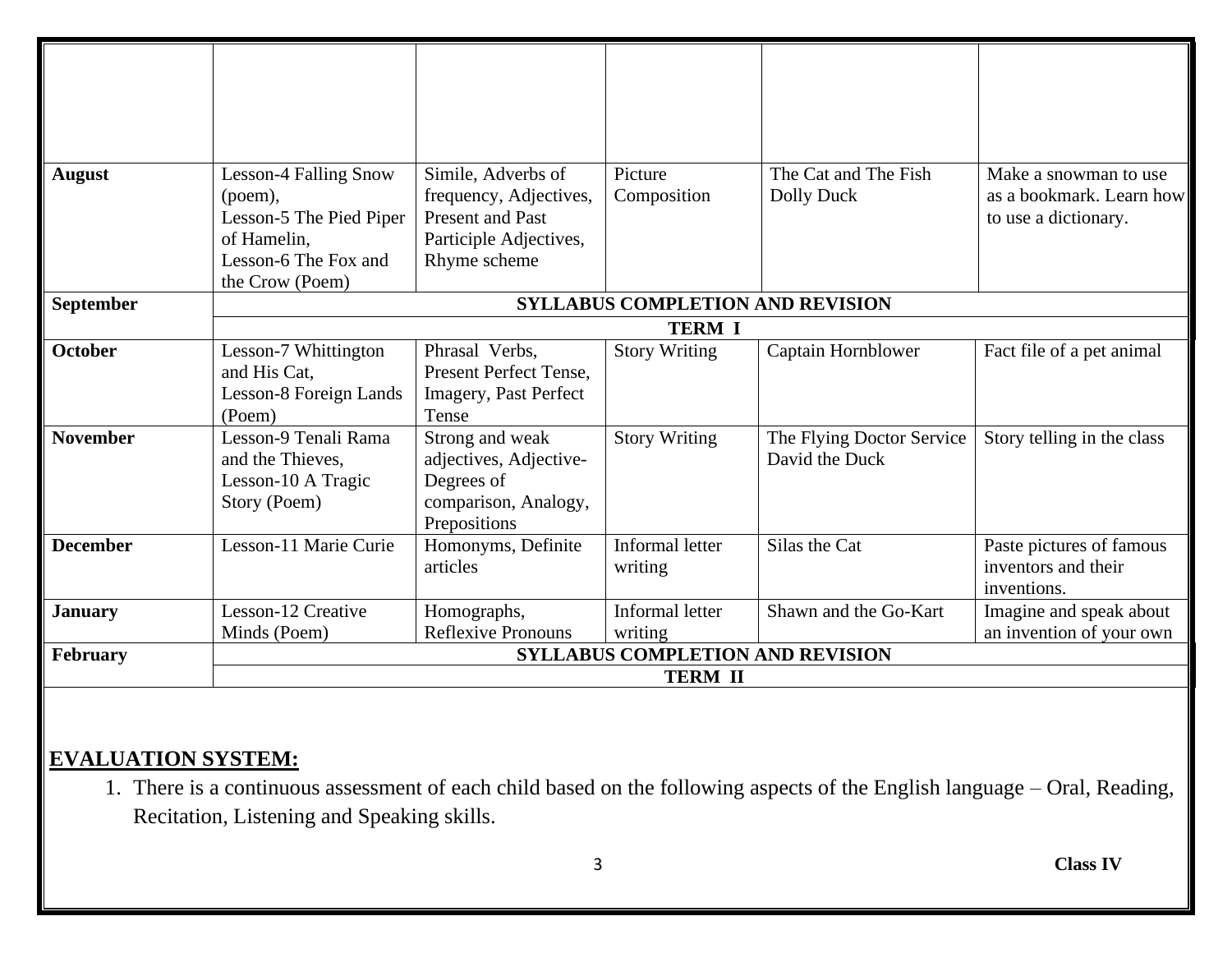| | | | | | |
|---|---|---|---|---|---|
| | | | | | |
| **August** | Lesson-4 Falling Snow (poem), Lesson-5 The Pied Piper of Hamelin, Lesson-6 The Fox and the Crow (Poem) | Simile, Adverbs of frequency, Adjectives, Present and Past Participle Adjectives, Rhyme scheme | Picture Composition | The Cat and The Fish Dolly Duck | Make a snowman to use as a bookmark. Learn how to use a dictionary. |
| **September** | **SYLLABUS COMPLETION AND REVISION** | | | | |
| | **TERM I** | | | | |
| **October** | Lesson-7 Whittington and His Cat, Lesson-8 Foreign Lands (Poem) | Phrasal Verbs, Present Perfect Tense, Imagery, Past Perfect Tense | Story Writing | Captain Hornblower | Fact file of a pet animal |
| **November** | Lesson-9 Tenali Rama and the Thieves, Lesson-10 A Tragic Story (Poem) | Strong and weak adjectives, Adjective-Degrees of comparison, Analogy, Prepositions | Story Writing | The Flying Doctor Service David the Duck | Story telling in the class |
| **December** | Lesson-11 Marie Curie | Homonyms, Definite articles | Informal letter writing | Silas the Cat | Paste pictures of famous inventors and their inventions. |
| **January** | Lesson-12 Creative Minds (Poem) | Homographs, Reflexive Pronouns | Informal letter writing | Shawn and the Go-Kart | Imagine and speak about an invention of your own |
| **February** | **SYLLABUS COMPLETION AND REVISION** | | | | |
| | **TERM II** | | | | |

## EVALUATION SYSTEM:

1. There is a continuous assessment of each child based on the following aspects of the English language – Oral, Reading, Recitation, Listening and Speaking skills.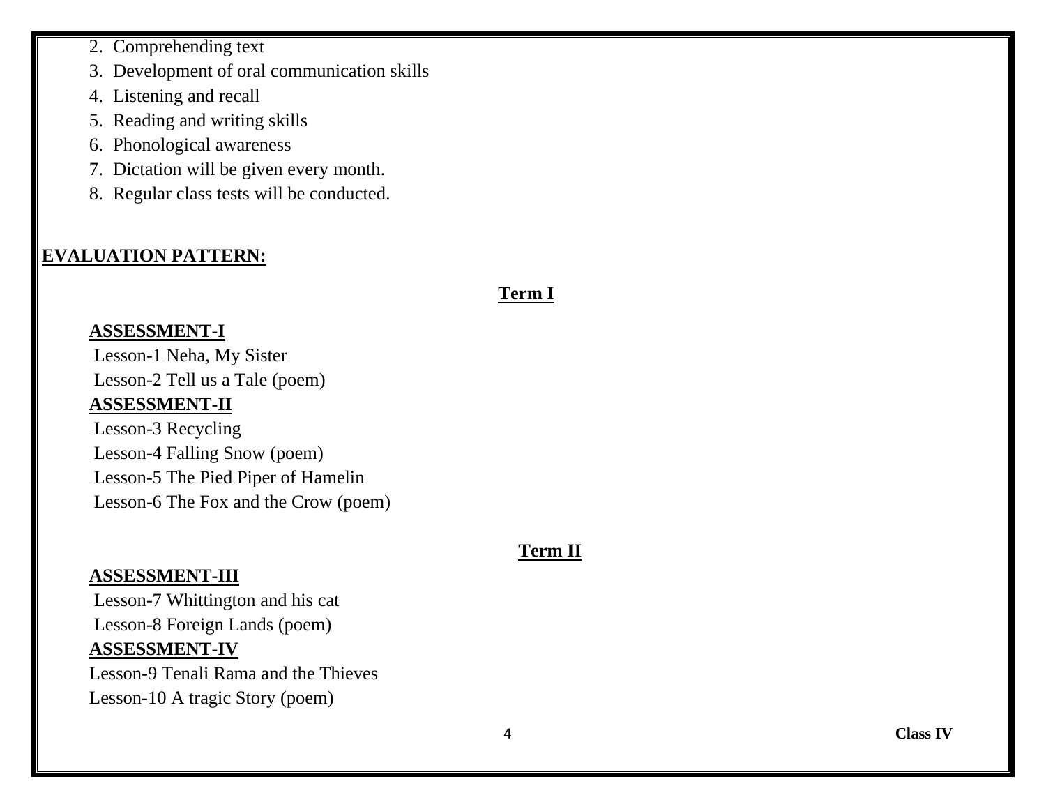2. Comprehending text
3. Development of oral communication skills
4. Listening and recall
5. Reading and writing skills
6. Phonological awareness
7. Dictation will be given every month.
8. Regular class tests will be conducted.

## EVALUATION PATTERN:

### Term I

**ASSESSMENT-I**

Lesson-1 Neha, My Sister
Lesson-2 Tell us a Tale (poem)

**ASSESSMENT-II**

Lesson-3 Recycling
Lesson-4 Falling Snow (poem)
Lesson-5 The Pied Piper of Hamelin
Lesson-6 The Fox and the Crow (poem)

### Term II

**ASSESSMENT-III**

Lesson-7 Whittington and his cat
Lesson-8 Foreign Lands (poem)

**ASSESSMENT-IV**

Lesson-9 Tenali Rama and the Thieves
Lesson-10 A tragic Story (poem)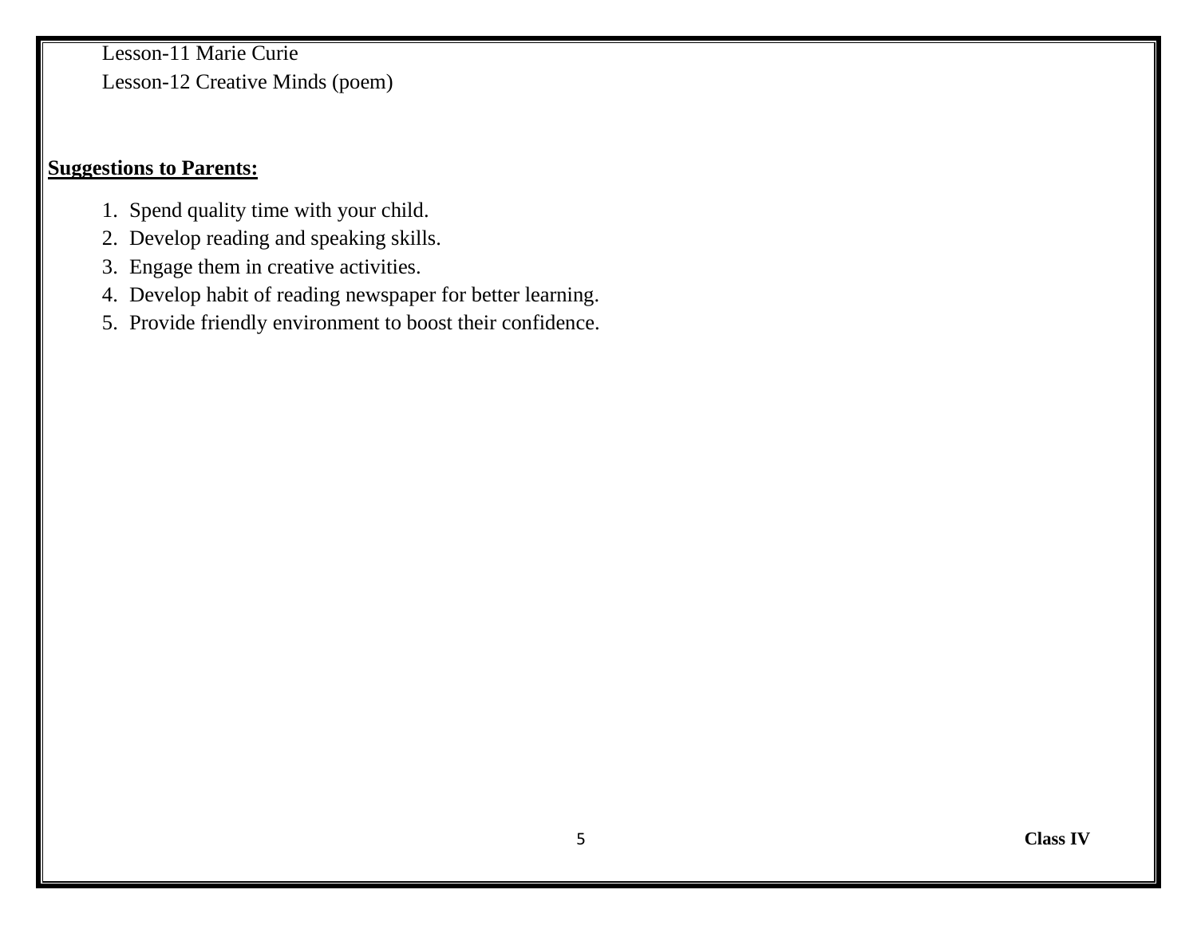Lesson-11 Marie Curie
Lesson-12 Creative Minds (poem)

**Suggestions to Parents:**

1. Spend quality time with your child.
2. Develop reading and speaking skills.
3. Engage them in creative activities.
4. Develop habit of reading newspaper for better learning.
5. Provide friendly environment to boost their confidence.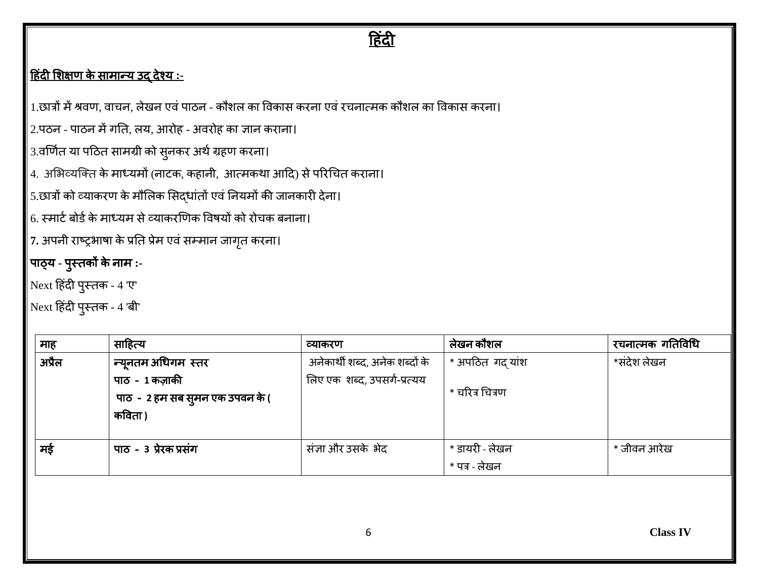# हिंदी

**हिंदी शिक्षण के सामान्य उद्देश्य :-**

1.छात्रों में श्रवण, वाचन, लेखन एवं पाठन - कौशल का विकास करना एवं रचनात्मक कौशल का विकास करना।

2.पठन - पाठन में गति, लय, आरोह - अवरोह का ज्ञान कराना।

3.वर्णित या पठित सामग्री को सुनकर अर्थ ग्रहण करना।

4. अभिव्यक्ति के माध्यमों (नाटक, कहानी, आत्मकथा आदि) से परिचित कराना।

5.छात्रों को व्याकरण के मौलिक सिद्धांतों एवं नियमों की जानकारी देना।

6. स्मार्ट बोर्ड के माध्यम से व्याकरणिक विषयों को रोचक बनाना।

7. अपनी राष्ट्रभाषा के प्रति प्रेम एवं सम्मान जागृत करना।

**पाठ्य - पुस्तकों के नाम :-**

Next हिंदी पुस्तक - 4 'ए'

Next हिंदी पुस्तक - 4 'बी'

| माह | साहित्य | व्याकरण | लेखन कौशल | रचनात्मक गतिविधि |
|---|---|---|---|---|
| **अप्रैल** | **न्यूनतम अधिगम स्तर**<br>**पाठ - 1 कज़ाकी**<br>**पाठ - 2 हम सब सुमन एक उपवन के ( कविता )** | अनेकार्थी शब्द, अनेक शब्दों के लिए एक शब्द, उपसर्ग-प्रत्यय | * अपठित गद्यांश<br>* चरित्र चित्रण | *संदेश लेखन |
| **मई** | **पाठ - 3 प्रेरक प्रसंग** | संज्ञा और उसके भेद | * डायरी - लेखन<br>* पत्र - लेखन | * जीवन आरेख |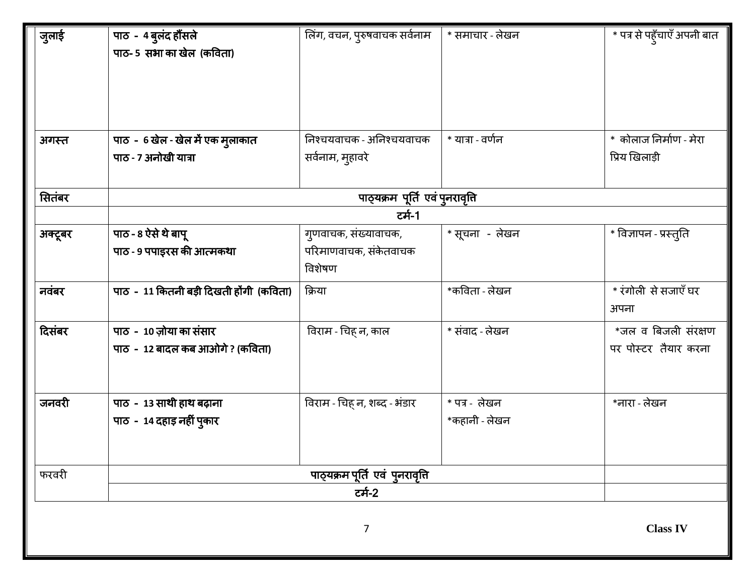| जुलाई | पाठ - 4 बुलंद हौसले<br>पाठ- 5 सभा का खेल (कविता) | लिंग, वचन, पुरुषवाचक सर्वनाम | * समाचार - लेखन | * पत्र से पहुँचाएँ अपनी बात |
|---|---|---|---|---|
| अगस्त | पाठ - 6 खेल - खेल में एक मुलाकात<br>पाठ - 7 अनोखी यात्रा | निश्चयवाचक - अनिश्चयवाचक सर्वनाम, मुहावरे | * यात्रा - वर्णन | * कोलाज निर्माण - मेरा प्रिय खिलाड़ी |
| सितंबर | पाठ्यक्रम पूर्ति एवं पुनरावृत्ति | | | |
| | टर्म-1 | | | |
| अक्टूबर | पाठ - 8 ऐसे थे बापू<br>पाठ - 9 पपाइरस की आत्मकथा | गुणवाचक, संख्यावाचक, परिमाणवाचक, संकेतवाचक विशेषण | * सूचना - लेखन | * विज्ञापन - प्रस्तुति |
| नवंबर | पाठ - 11 कितनी बड़ी दिखती होंगी (कविता) | क्रिया | *कविता - लेखन | * रंगोली से सजाएँ घर अपना |
| दिसंबर | पाठ - 10 ज़ोया का संसार<br>पाठ - 12 बादल कब आओगे ? (कविता) | विराम - चिह्न, काल | * संवाद - लेखन | *जल व बिजली संरक्षण पर पोस्टर तैयार करना |
| जनवरी | पाठ - 13 साथी हाथ बढ़ाना<br>पाठ - 14 दहाड़ नहीं पुकार | विराम - चिह्न, शब्द - भंडार | * पत्र - लेखन<br>*कहानी - लेखन | *नारा - लेखन |
| फरवरी | पाठ्यक्रम पूर्ति एवं पुनरावृत्ति | | | |
| | टर्म-2 | | | |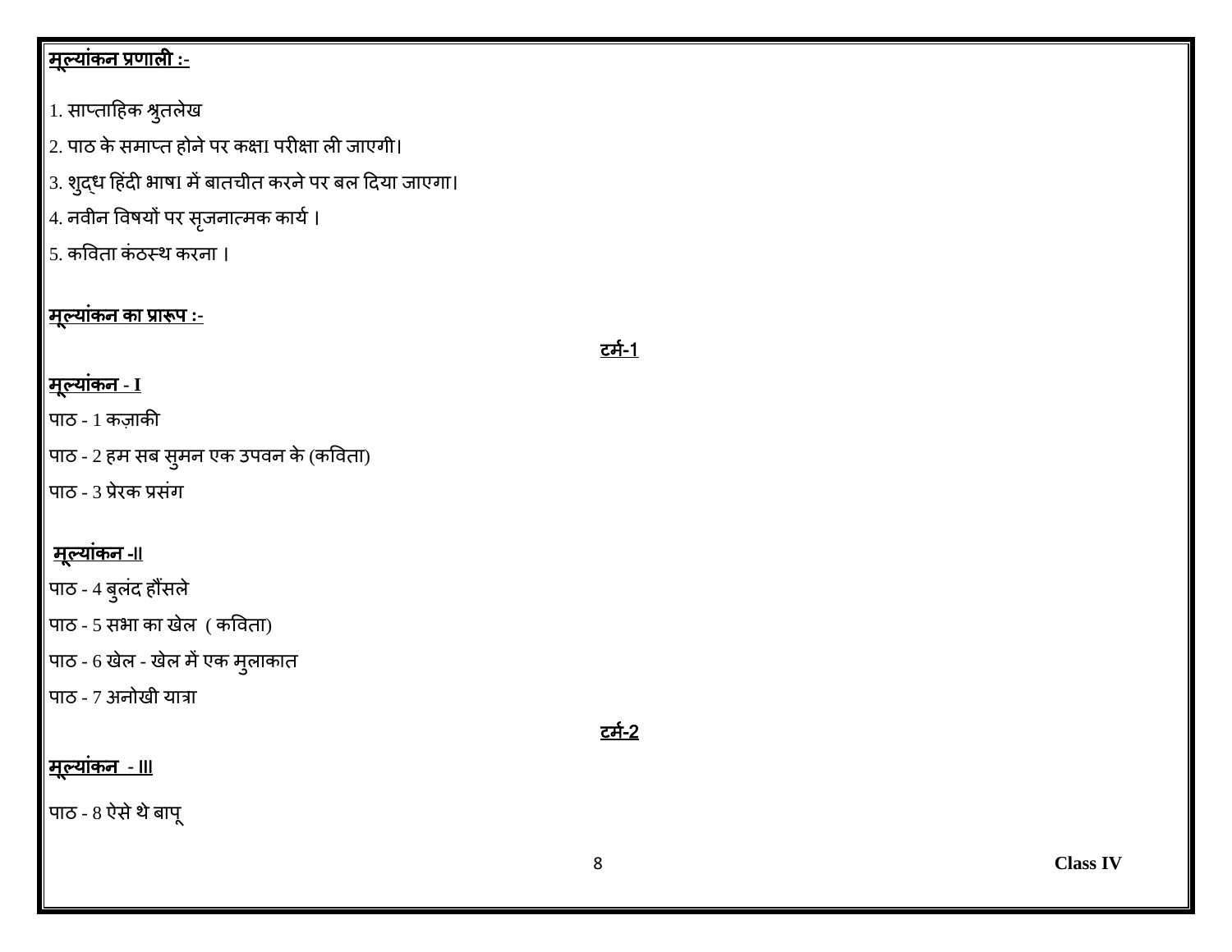**मूल्यांकन प्रणाली :-**

1. साप्ताहिक श्रुतलेख
2. पाठ के समाप्त होने पर कक्षा परीक्षा ली जाएगी।
3. शुद्ध हिंदी भाषा में बातचीत करने पर बल दिया जाएगा।
4. नवीन विषयों पर सृजनात्मक कार्य ।
5. कविता कंठस्थ करना ।

**मूल्यांकन का प्रारूप :-**

**टर्म-1**

**मूल्यांकन - I**

पाठ - 1 कज़ाकी

पाठ - 2 हम सब सुमन एक उपवन के (कविता)

पाठ - 3 प्रेरक प्रसंग

**मूल्यांकन -II**

पाठ - 4 बुलंद हौंसले

पाठ - 5 सभा का खेल ( कविता)

पाठ - 6 खेल - खेल में एक मुलाकात

पाठ - 7 अनोखी यात्रा

**टर्म-2**

**मूल्यांकन - III**

पाठ - 8 ऐसे थे बापू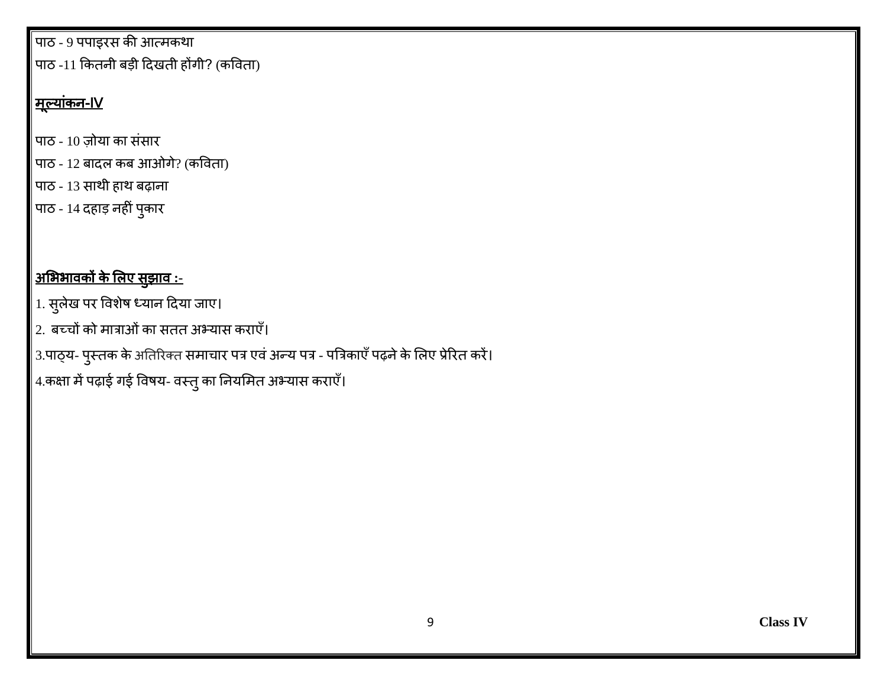पाठ - 9 पपाइरस की आत्मकथा

पाठ -11 कितनी बड़ी दिखती होंगी? (कविता)

## मूल्यांकन-IV

पाठ - 10 ज़ोया का संसार

पाठ - 12 बादल कब आओगे? (कविता)

पाठ - 13 साथी हाथ बढ़ाना

पाठ - 14 दहाड़ नहीं पुकार

## अभिभावकों के लिए सुझाव :-

1. सुलेख पर विशेष ध्यान दिया जाए।
2. बच्चों को मात्राओं का सतत अभ्यास कराएँ।
3. पाठ्य- पुस्तक के अतिरिक्त समाचार पत्र एवं अन्य पत्र - पत्रिकाएँ पढ़ने के लिए प्रेरित करें।
4. कक्षा में पढ़ाई गई विषय- वस्तु का नियमित अभ्यास कराएँ।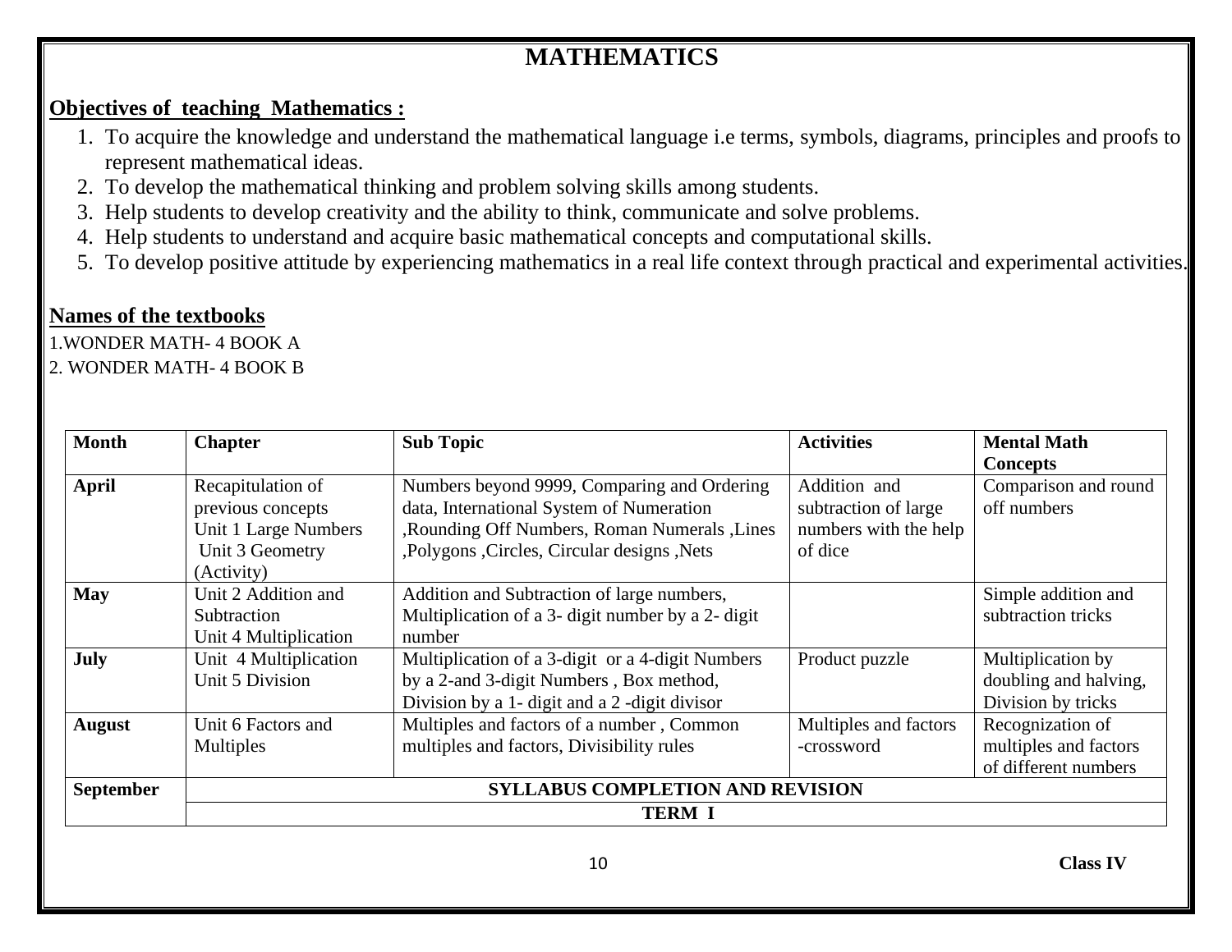# MATHEMATICS

**Objectives of teaching Mathematics :**

1. To acquire the knowledge and understand the mathematical language i.e terms, symbols, diagrams, principles and proofs to represent mathematical ideas.
2. To develop the mathematical thinking and problem solving skills among students.
3. Help students to develop creativity and the ability to think, communicate and solve problems.
4. Help students to understand and acquire basic mathematical concepts and computational skills.
5. To develop positive attitude by experiencing mathematics in a real life context through practical and experimental activities.

**Names of the textbooks**

1.WONDER MATH- 4 BOOK A
2. WONDER MATH- 4 BOOK B

| Month | Chapter | Sub Topic | Activities | Mental Math Concepts |
|---|---|---|---|---|
| **April** | Recapitulation of previous concepts<br>Unit 1 Large Numbers<br>Unit 3 Geometry (Activity) | Numbers beyond 9999, Comparing and Ordering data, International System of Numeration ,Rounding Off Numbers, Roman Numerals ,Lines ,Polygons ,Circles, Circular designs ,Nets | Addition and subtraction of large numbers with the help of dice | Comparison and round off numbers |
| **May** | Unit 2 Addition and Subtraction<br>Unit 4 Multiplication | Addition and Subtraction of large numbers, Multiplication of a 3- digit number by a 2- digit number | | Simple addition and subtraction tricks |
| **July** | Unit 4 Multiplication<br>Unit 5 Division | Multiplication of a 3-digit or a 4-digit Numbers by a 2-and 3-digit Numbers , Box method, Division by a 1- digit and a 2 -digit divisor | Product puzzle | Multiplication by doubling and halving, Division by tricks |
| **August** | Unit 6 Factors and Multiples | Multiples and factors of a number , Common multiples and factors, Divisibility rules | Multiples and factors -crossword | Recognization of multiples and factors of different numbers |
| **September** | **SYLLABUS COMPLETION AND REVISION** | | | |
| | **TERM I** | | | |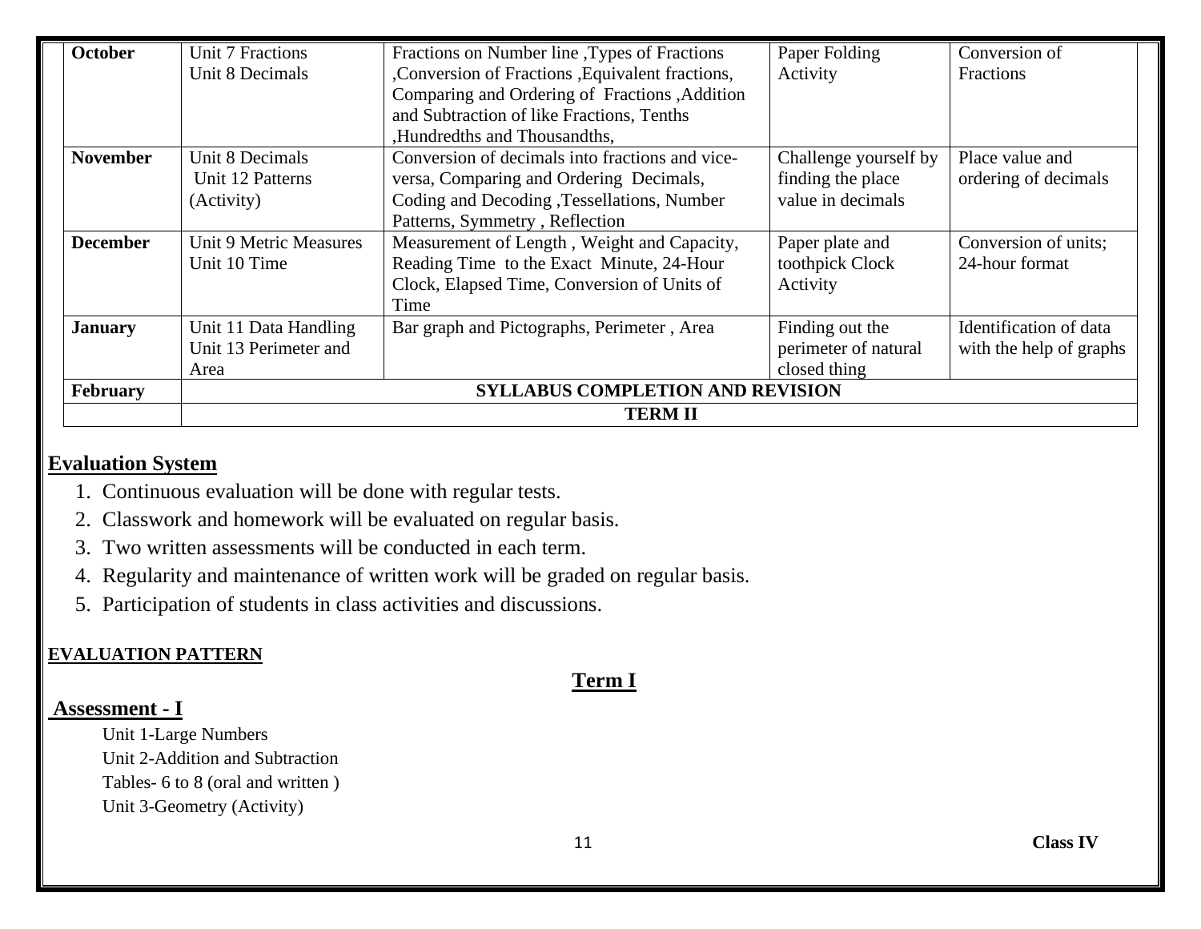| October | Unit 7 Fractions<br>Unit 8 Decimals | Fractions on Number line ,Types of Fractions ,Conversion of Fractions ,Equivalent fractions, Comparing and Ordering of Fractions ,Addition and Subtraction of like Fractions, Tenths ,Hundredths and Thousandths, | Paper Folding Activity | Conversion of Fractions |
|---|---|---|---|---|
| **November** | Unit 8 Decimals<br>Unit 12 Patterns (Activity) | Conversion of decimals into fractions and vice-versa, Comparing and Ordering Decimals, Coding and Decoding ,Tessellations, Number Patterns, Symmetry , Reflection | Challenge yourself by finding the place value in decimals | Place value and ordering of decimals |
| **December** | Unit 9 Metric Measures<br>Unit 10 Time | Measurement of Length , Weight and Capacity, Reading Time to the Exact Minute, 24-Hour Clock, Elapsed Time, Conversion of Units of Time | Paper plate and toothpick Clock Activity | Conversion of units; 24-hour format |
| **January** | Unit 11 Data Handling<br>Unit 13 Perimeter and Area | Bar graph and Pictographs, Perimeter , Area | Finding out the perimeter of natural closed thing | Identification of data with the help of graphs |
| **February** | **SYLLABUS COMPLETION AND REVISION** | | | |
| | **TERM II** | | | |

## Evaluation System

1. Continuous evaluation will be done with regular tests.
2. Classwork and homework will be evaluated on regular basis.
3. Two written assessments will be conducted in each term.
4. Regularity and maintenance of written work will be graded on regular basis.
5. Participation of students in class activities and discussions.

**EVALUATION PATTERN**

### Term I

**Assessment - I**

Unit 1-Large Numbers
Unit 2-Addition and Subtraction
Tables- 6 to 8 (oral and written )
Unit 3-Geometry (Activity)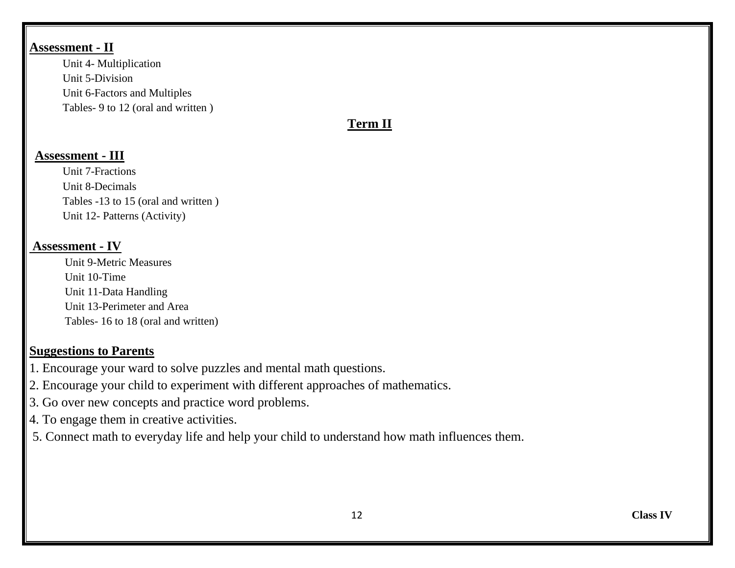**Assessment - II**

Unit 4- Multiplication
Unit 5-Division
Unit 6-Factors and Multiples
Tables- 9 to 12 (oral and written )

## Term II

**Assessment - III**

Unit 7-Fractions
Unit 8-Decimals
Tables -13 to 15 (oral and written )
Unit 12- Patterns (Activity)

**Assessment - IV**

Unit 9-Metric Measures
Unit 10-Time
Unit 11-Data Handling
Unit 13-Perimeter and Area
Tables- 16 to 18 (oral and written)

**Suggestions to Parents**

1. Encourage your ward to solve puzzles and mental math questions.
2. Encourage your child to experiment with different approaches of mathematics.
3. Go over new concepts and practice word problems.
4. To engage them in creative activities.
5. Connect math to everyday life and help your child to understand how math influences them.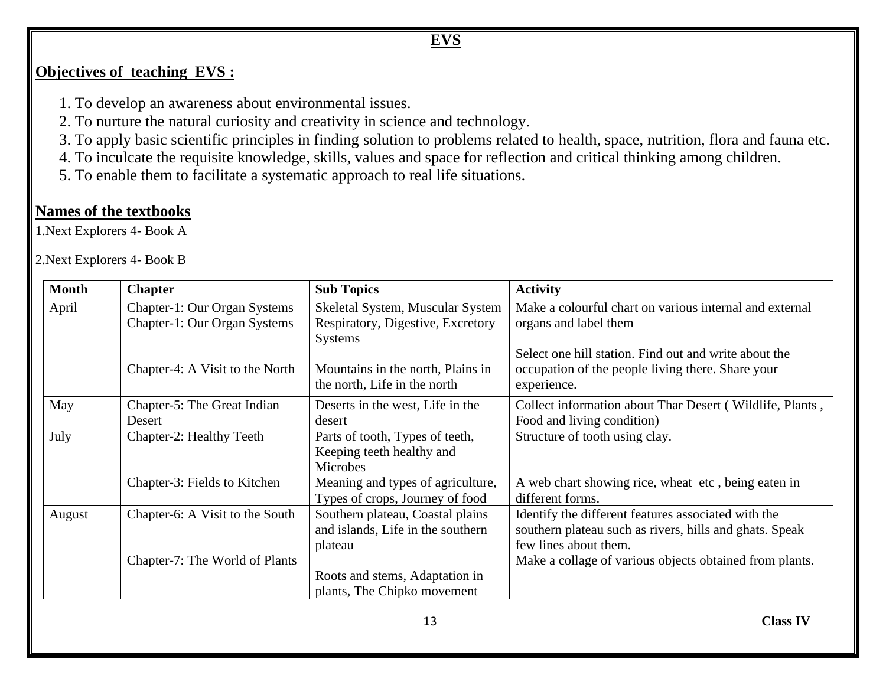# EVS

## Objectives of teaching EVS :

1. To develop an awareness about environmental issues.
2. To nurture the natural curiosity and creativity in science and technology.
3. To apply basic scientific principles in finding solution to problems related to health, space, nutrition, flora and fauna etc.
4. To inculcate the requisite knowledge, skills, values and space for reflection and critical thinking among children.
5. To enable them to facilitate a systematic approach to real life situations.

## Names of the textbooks

1.Next Explorers 4- Book A

2.Next Explorers 4- Book B

| Month | Chapter | Sub Topics | Activity |
|---|---|---|---|
| April | Chapter-1: Our Organ Systems<br>Chapter-1: Our Organ Systems<br><br>Chapter-4: A Visit to the North | Skeletal System, Muscular System<br>Respiratory, Digestive, Excretory Systems<br><br>Mountains in the north, Plains in the north, Life in the north | Make a colourful chart on various internal and external organs and label them<br><br>Select one hill station. Find out and write about the occupation of the people living there. Share your experience. |
| May | Chapter-5: The Great Indian Desert | Deserts in the west, Life in the desert | Collect information about Thar Desert ( Wildlife, Plants , Food and living condition) |
| July | Chapter-2: Healthy Teeth<br><br>Chapter-3: Fields to Kitchen | Parts of tooth, Types of teeth, Keeping teeth healthy and Microbes<br>Meaning and types of agriculture, Types of crops, Journey of food | Structure of tooth using clay.<br><br>A web chart showing rice, wheat etc , being eaten in different forms. |
| August | Chapter-6: A Visit to the South<br><br>Chapter-7: The World of Plants | Southern plateau, Coastal plains and islands, Life in the southern plateau<br><br>Roots and stems, Adaptation in plants, The Chipko movement | Identify the different features associated with the southern plateau such as rivers, hills and ghats. Speak few lines about them.<br>Make a collage of various objects obtained from plants. |

Class IV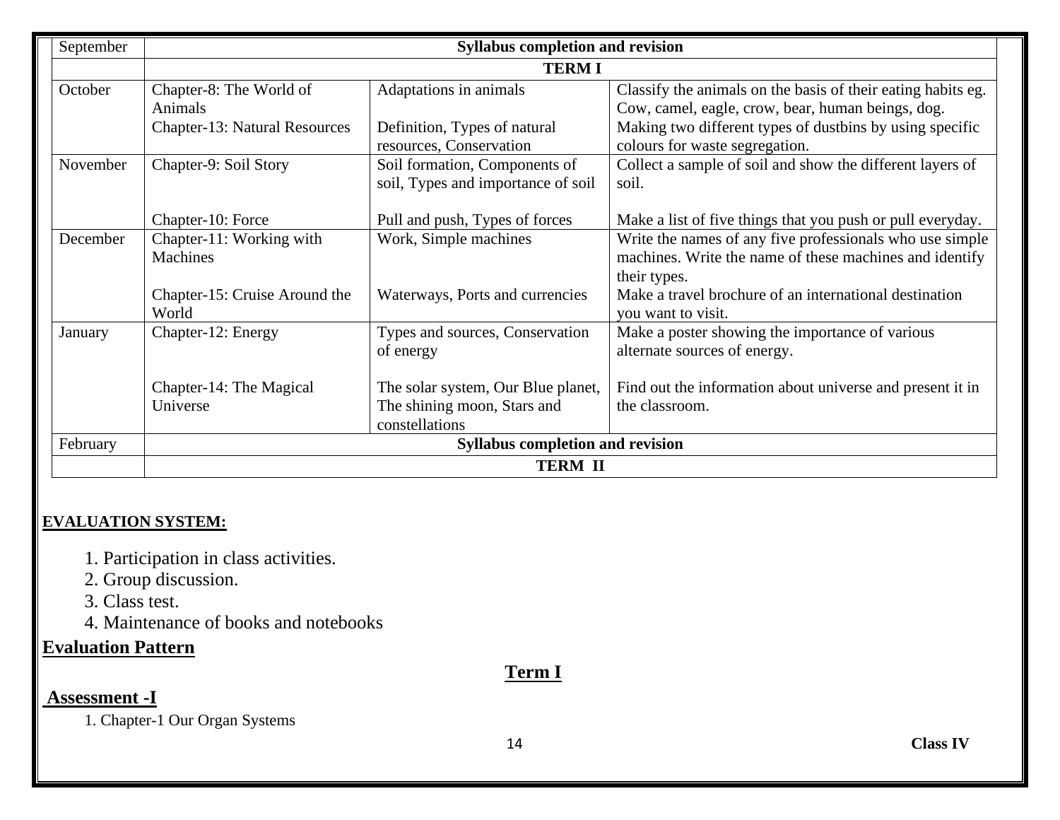| September | Syllabus completion and revision | | |
|---|---|---|---|
| | **TERM I** | | |
| October | Chapter-8: The World of Animals<br><br>Chapter-13: Natural Resources | Adaptations in animals<br><br>Definition, Types of natural resources, Conservation | Classify the animals on the basis of their eating habits eg. Cow, camel, eagle, crow, bear, human beings, dog.<br>Making two different types of dustbins by using specific colours for waste segregation. |
| November | Chapter-9: Soil Story<br><br>Chapter-10: Force | Soil formation, Components of soil, Types and importance of soil<br><br>Pull and push, Types of forces | Collect a sample of soil and show the different layers of soil.<br><br>Make a list of five things that you push or pull everyday. |
| December | Chapter-11: Working with Machines<br><br>Chapter-15: Cruise Around the World | Work, Simple machines<br><br>Waterways, Ports and currencies | Write the names of any five professionals who use simple machines. Write the name of these machines and identify their types.<br>Make a travel brochure of an international destination you want to visit. |
| January | Chapter-12: Energy<br><br>Chapter-14: The Magical Universe | Types and sources, Conservation of energy<br><br>The solar system, Our Blue planet, The shining moon, Stars and constellations | Make a poster showing the importance of various alternate sources of energy.<br><br>Find out the information about universe and present it in the classroom. |
| February | **Syllabus completion and revision** | | |
| | **TERM II** | | |

**EVALUATION SYSTEM:**

1. Participation in class activities.
2. Group discussion.
3. Class test.
4. Maintenance of books and notebooks

## Evaluation Pattern

### Term I

**Assessment -I**

1. Chapter-1 Our Organ Systems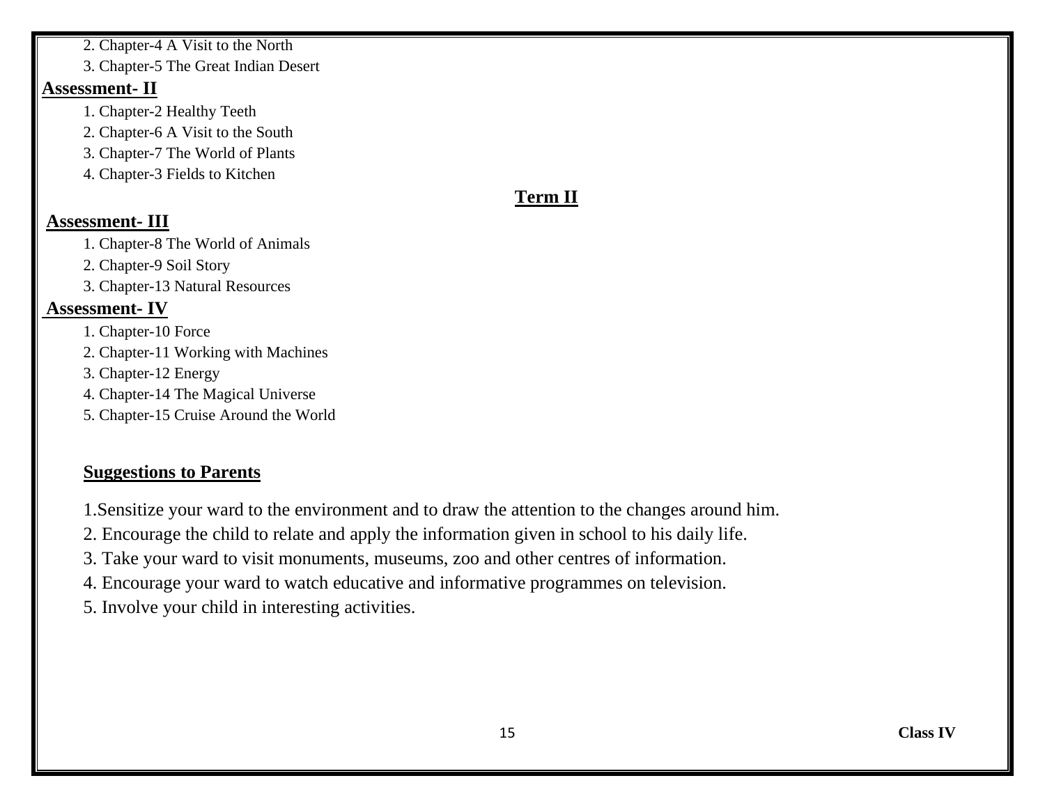2. Chapter-4 A Visit to the North
3. Chapter-5 The Great Indian Desert

**Assessment- II**

1. Chapter-2 Healthy Teeth
2. Chapter-6 A Visit to the South
3. Chapter-7 The World of Plants
4. Chapter-3 Fields to Kitchen

## Term II

**Assessment- III**

1. Chapter-8 The World of Animals
2. Chapter-9 Soil Story
3. Chapter-13 Natural Resources

**Assessment- IV**

1. Chapter-10 Force
2. Chapter-11 Working with Machines
3. Chapter-12 Energy
4. Chapter-14 The Magical Universe
5. Chapter-15 Cruise Around the World

**Suggestions to Parents**

1.Sensitize your ward to the environment and to draw the attention to the changes around him.

2. Encourage the child to relate and apply the information given in school to his daily life.

3. Take your ward to visit monuments, museums, zoo and other centres of information.

4. Encourage your ward to watch educative and informative programmes on television.

5. Involve your child in interesting activities.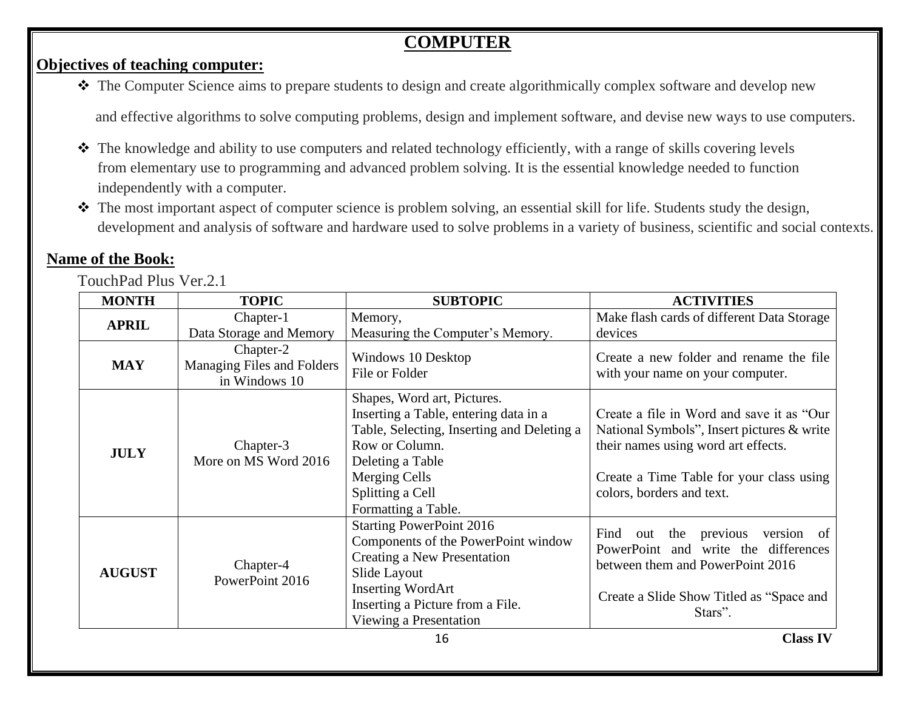# COMPUTER

**Objectives of teaching computer:**

- The Computer Science aims to prepare students to design and create algorithmically complex software and develop new and effective algorithms to solve computing problems, design and implement software, and devise new ways to use computers.
- The knowledge and ability to use computers and related technology efficiently, with a range of skills covering levels from elementary use to programming and advanced problem solving. It is the essential knowledge needed to function independently with a computer.
- The most important aspect of computer science is problem solving, an essential skill for life. Students study the design, development and analysis of software and hardware used to solve problems in a variety of business, scientific and social contexts.

**Name of the Book:**

TouchPad Plus Ver.2.1

| MONTH | TOPIC | SUBTOPIC | ACTIVITIES |
|---|---|---|---|
| **APRIL** | Chapter-1<br>Data Storage and Memory | Memory,<br>Measuring the Computer's Memory. | Make flash cards of different Data Storage devices |
| **MAY** | Chapter-2<br>Managing Files and Folders in Windows 10 | Windows 10 Desktop<br>File or Folder | Create a new folder and rename the file with your name on your computer. |
| **JULY** | Chapter-3<br>More on MS Word 2016 | Shapes, Word art, Pictures.<br>Inserting a Table, entering data in a Table, Selecting, Inserting and Deleting a Row or Column.<br>Deleting a Table<br>Merging Cells<br>Splitting a Cell<br>Formatting a Table. | Create a file in Word and save it as "Our National Symbols", Insert pictures & write their names using word art effects.<br><br>Create a Time Table for your class using colors, borders and text. |
| **AUGUST** | Chapter-4<br>PowerPoint 2016 | Starting PowerPoint 2016<br>Components of the PowerPoint window<br>Creating a New Presentation<br>Slide Layout<br>Inserting WordArt<br>Inserting a Picture from a File.<br>Viewing a Presentation | Find out the previous version of PowerPoint and write the differences between them and PowerPoint 2016<br><br>Create a Slide Show Titled as "Space and Stars". |

**Class IV**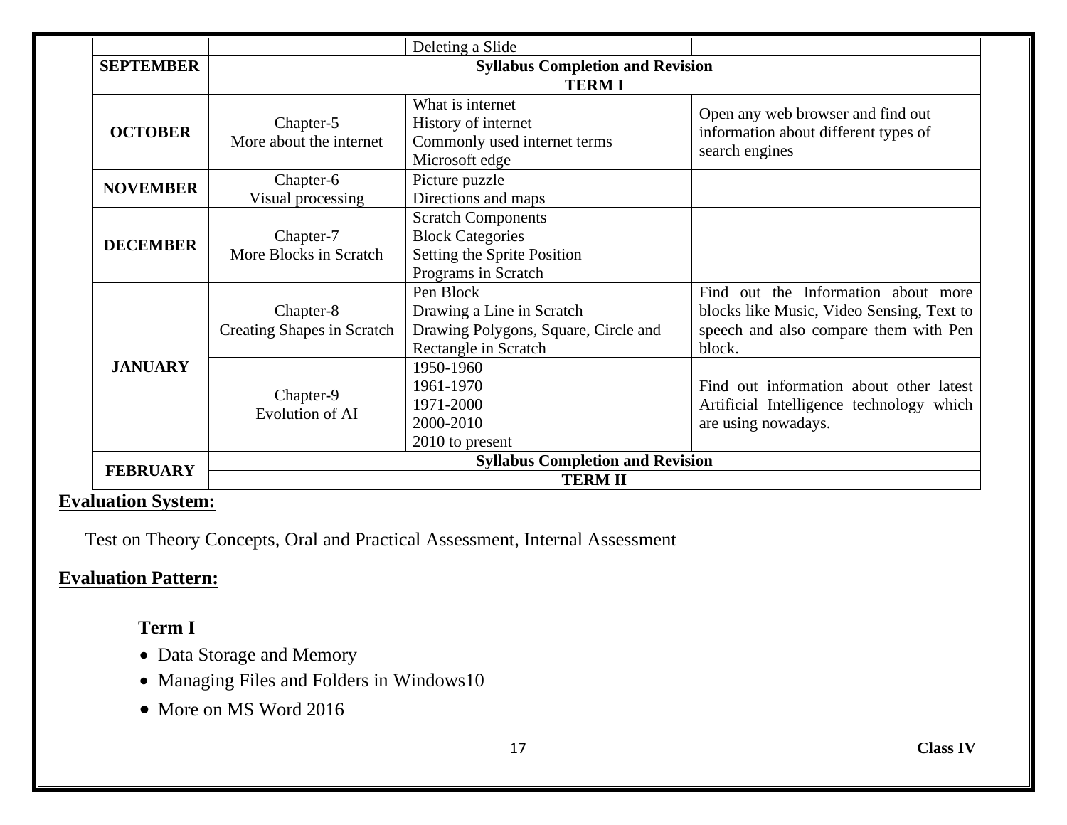| | | | |
|---|---|---|---|
| | | Deleting a Slide | |
| **SEPTEMBER** | **Syllabus Completion and Revision** | | |
| | **TERM I** | | |
| **OCTOBER** | Chapter-5<br>More about the internet | What is internet<br>History of internet<br>Commonly used internet terms<br>Microsoft edge | Open any web browser and find out information about different types of search engines |
| **NOVEMBER** | Chapter-6<br>Visual processing | Picture puzzle<br>Directions and maps | |
| **DECEMBER** | Chapter-7<br>More Blocks in Scratch | Scratch Components<br>Block Categories<br>Setting the Sprite Position<br>Programs in Scratch | |
| **JANUARY** | Chapter-8<br>Creating Shapes in Scratch | Pen Block<br>Drawing a Line in Scratch<br>Drawing Polygons, Square, Circle and Rectangle in Scratch | Find out the Information about more blocks like Music, Video Sensing, Text to speech and also compare them with Pen block. |
| | Chapter-9<br>Evolution of AI | 1950-1960<br>1961-1970<br>1971-2000<br>2000-2010<br>2010 to present | Find out information about other latest Artificial Intelligence technology which are using nowadays. |
| **FEBRUARY** | **Syllabus Completion and Revision** | | |
| | **TERM II** | | |

**Evaluation System:**

Test on Theory Concepts, Oral and Practical Assessment, Internal Assessment

**Evaluation Pattern:**

**Term I**

- Data Storage and Memory
- Managing Files and Folders in Windows10
- More on MS Word 2016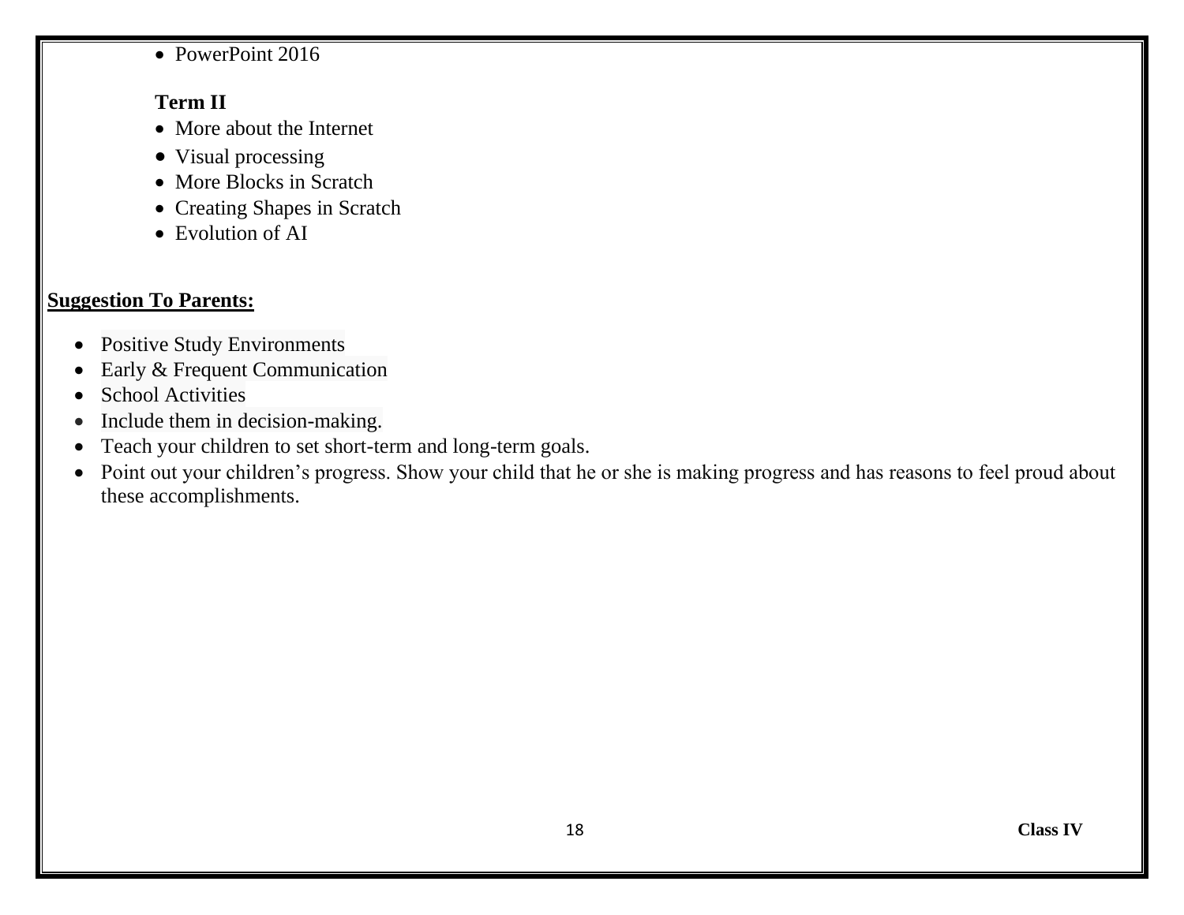- PowerPoint 2016

**Term II**

- More about the Internet
- Visual processing
- More Blocks in Scratch
- Creating Shapes in Scratch
- Evolution of AI

**Suggestion To Parents:**

- Positive Study Environments
- Early & Frequent Communication
- School Activities
- Include them in decision-making.
- Teach your children to set short-term and long-term goals.
- Point out your children's progress. Show your child that he or she is making progress and has reasons to feel proud about these accomplishments.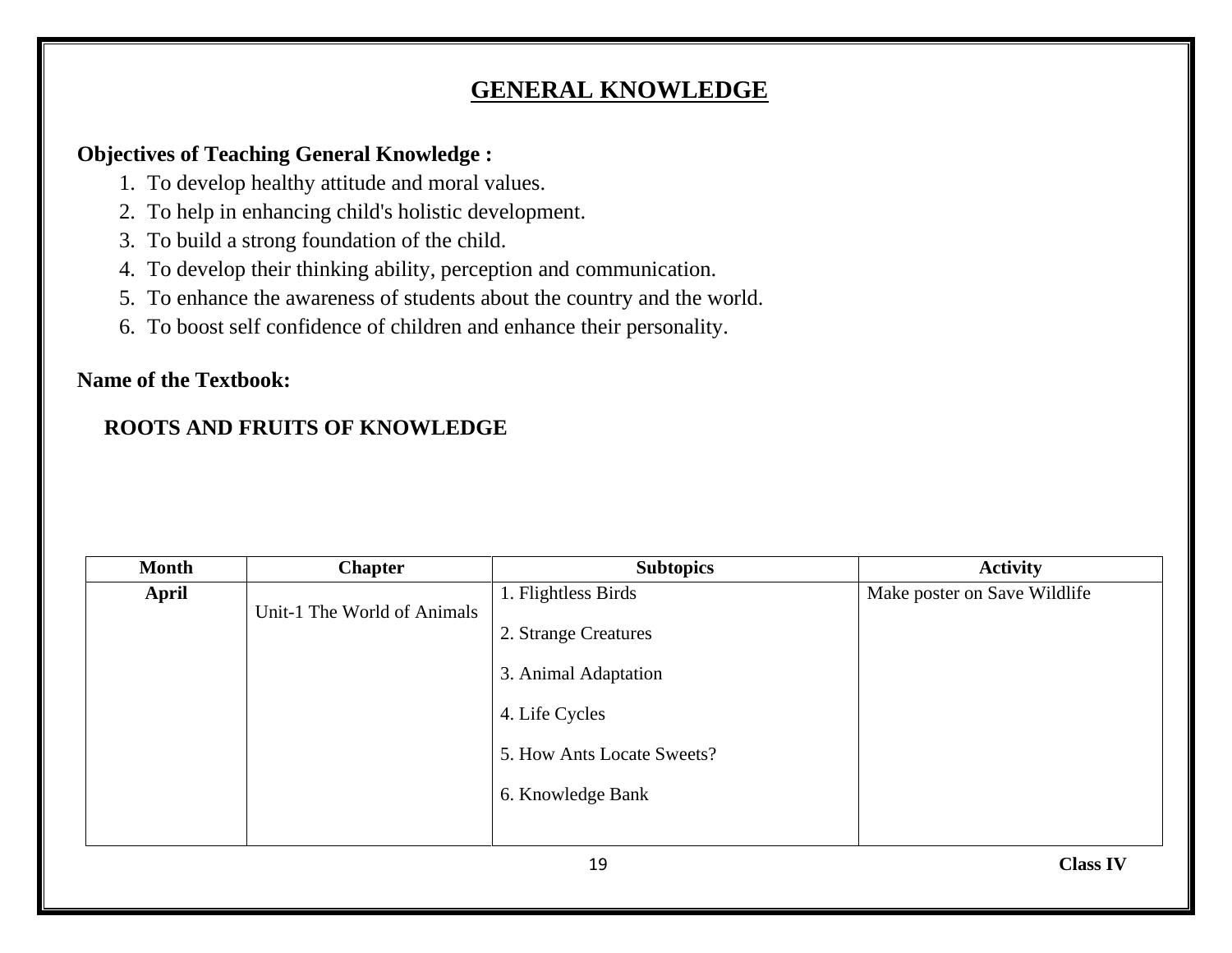# GENERAL KNOWLEDGE

**Objectives of Teaching General Knowledge :**

1. To develop healthy attitude and moral values.
2. To help in enhancing child's holistic development.
3. To build a strong foundation of the child.
4. To develop their thinking ability, perception and communication.
5. To enhance the awareness of students about the country and the world.
6. To boost self confidence of children and enhance their personality.

**Name of the Textbook:**

**ROOTS AND FRUITS OF KNOWLEDGE**

| Month | Chapter | Subtopics | Activity |
|---|---|---|---|
| **April** | Unit-1 The World of Animals | 1. Flightless Birds<br>2. Strange Creatures<br>3. Animal Adaptation<br>4. Life Cycles<br>5. How Ants Locate Sweets?<br>6. Knowledge Bank | Make poster on Save Wildlife |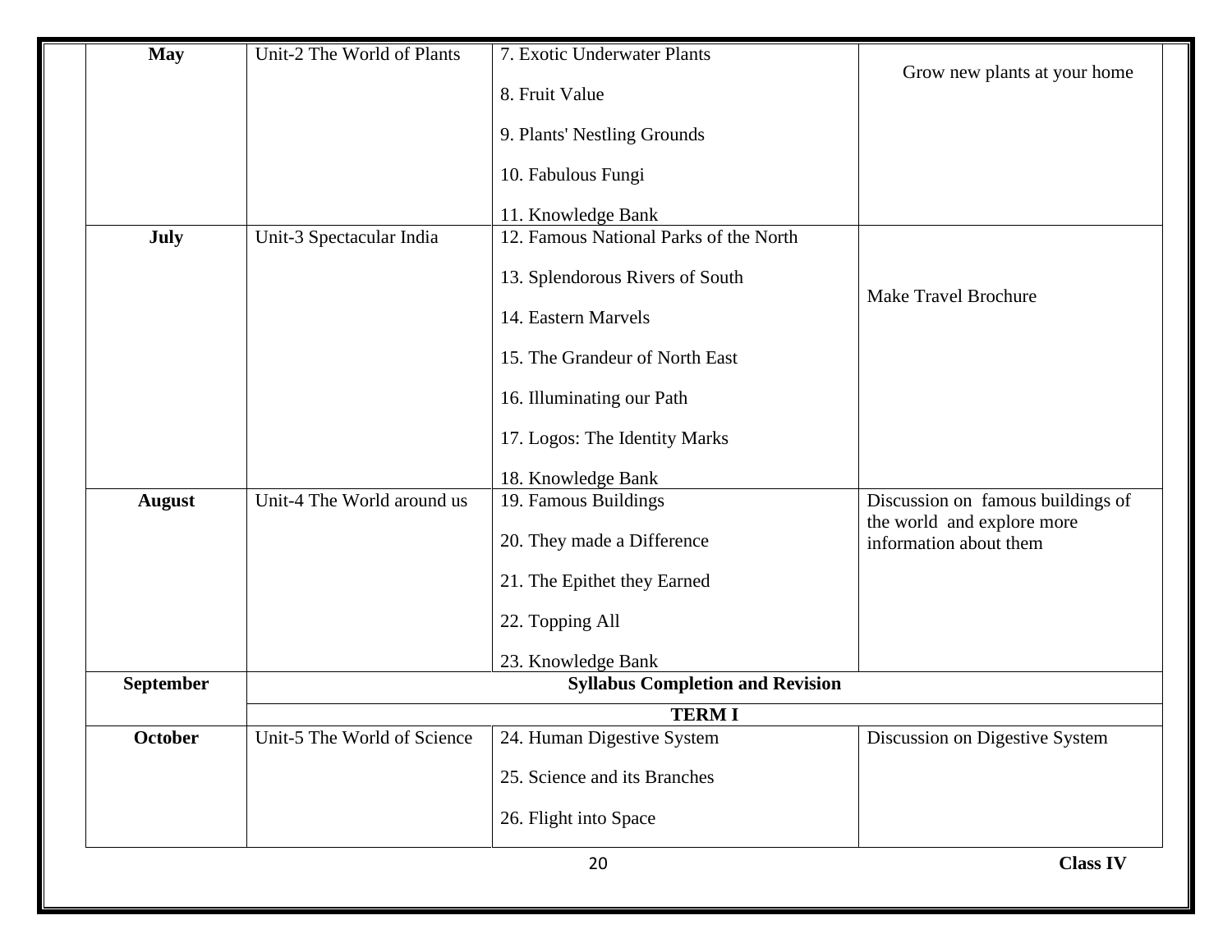| | | | |
|---|---|---|---|
| **May** | Unit-2 The World of Plants | 7. Exotic Underwater Plants<br><br>8. Fruit Value<br><br>9. Plants' Nestling Grounds<br><br>10. Fabulous Fungi<br><br>11. Knowledge Bank | Grow new plants at your home |
| **July** | Unit-3 Spectacular India | 12. Famous National Parks of the North<br><br>13. Splendorous Rivers of South<br><br>14. Eastern Marvels<br><br>15. The Grandeur of North East<br><br>16. Illuminating our Path<br><br>17. Logos: The Identity Marks<br><br>18. Knowledge Bank | Make Travel Brochure |
| **August** | Unit-4 The World around us | 19. Famous Buildings<br><br>20. They made a Difference<br><br>21. The Epithet they Earned<br><br>22. Topping All<br><br>23. Knowledge Bank | Discussion on famous buildings of the world and explore more information about them |
| **September** | **Syllabus Completion and Revision** | | |
| | **TERM I** | | |
| **October** | Unit-5 The World of Science | 24. Human Digestive System<br><br>25. Science and its Branches<br><br>26. Flight into Space | Discussion on Digestive System |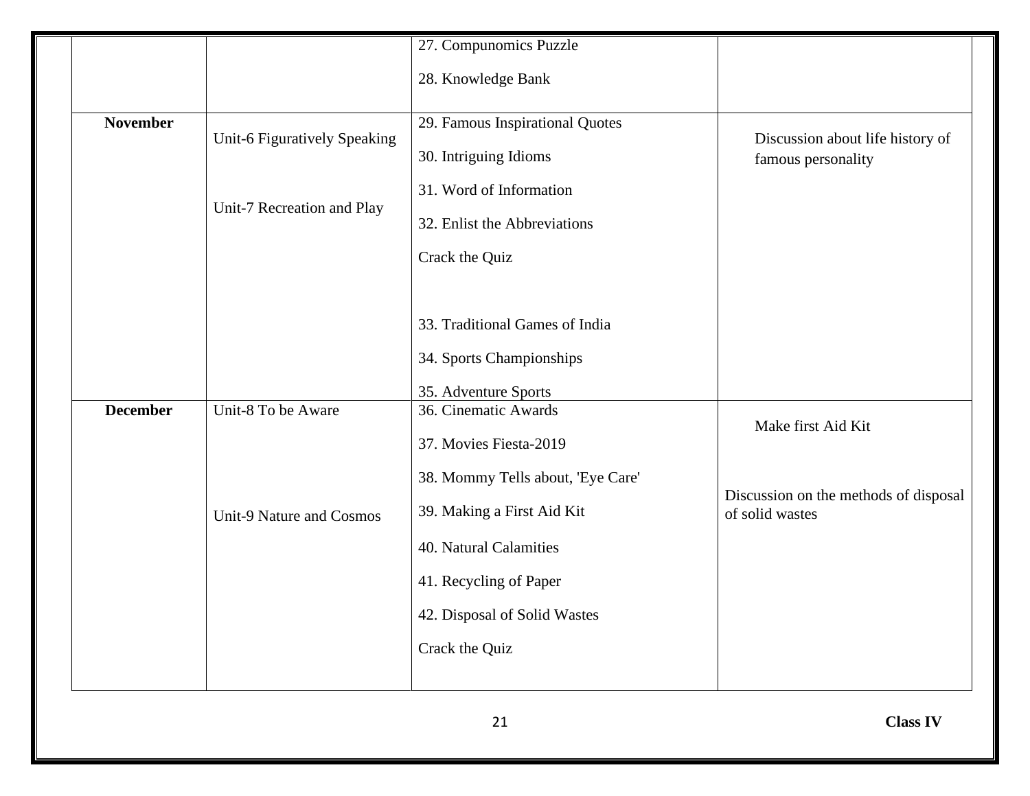| | | | |
|---|---|---|---|
| | | 27. Compunomics Puzzle<br><br>28. Knowledge Bank | |
| **November** | Unit-6 Figuratively Speaking<br><br>Unit-7 Recreation and Play | 29. Famous Inspirational Quotes<br><br>30. Intriguing Idioms<br><br>31. Word of Information<br><br>32. Enlist the Abbreviations<br><br>Crack the Quiz<br><br>33. Traditional Games of India<br><br>34. Sports Championships<br><br>35. Adventure Sports | Discussion about life history of famous personality |
| **December** | Unit-8 To be Aware<br><br>Unit-9 Nature and Cosmos | 36. Cinematic Awards<br><br>37. Movies Fiesta-2019<br><br>38. Mommy Tells about, 'Eye Care'<br><br>39. Making a First Aid Kit<br><br>40. Natural Calamities<br><br>41. Recycling of Paper<br><br>42. Disposal of Solid Wastes<br><br>Crack the Quiz | Make first Aid Kit<br><br>Discussion on the methods of disposal of solid wastes |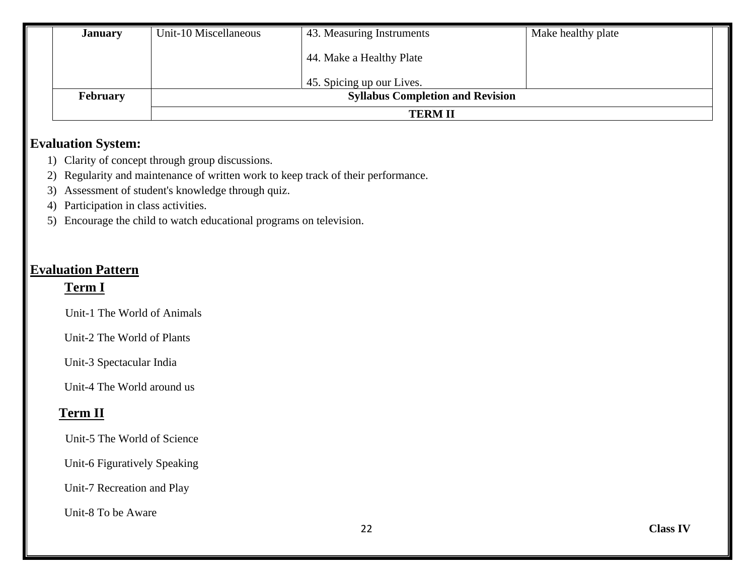| January | Unit-10 Miscellaneous | 43. Measuring Instruments<br><br>44. Make a Healthy Plate<br><br>45. Spicing up our Lives. | Make healthy plate |
|---|---|---|---|
| **February** | **Syllabus Completion and Revision** | | |
| | **TERM II** | | |

**Evaluation System:**

1) Clarity of concept through group discussions.
2) Regularity and maintenance of written work to keep track of their performance.
3) Assessment of student's knowledge through quiz.
4) Participation in class activities.
5) Encourage the child to watch educational programs on television.

## Evaluation Pattern

### Term I

Unit-1 The World of Animals

Unit-2 The World of Plants

Unit-3 Spectacular India

Unit-4 The World around us

### Term II

Unit-5 The World of Science

Unit-6 Figuratively Speaking

Unit-7 Recreation and Play

Unit-8 To be Aware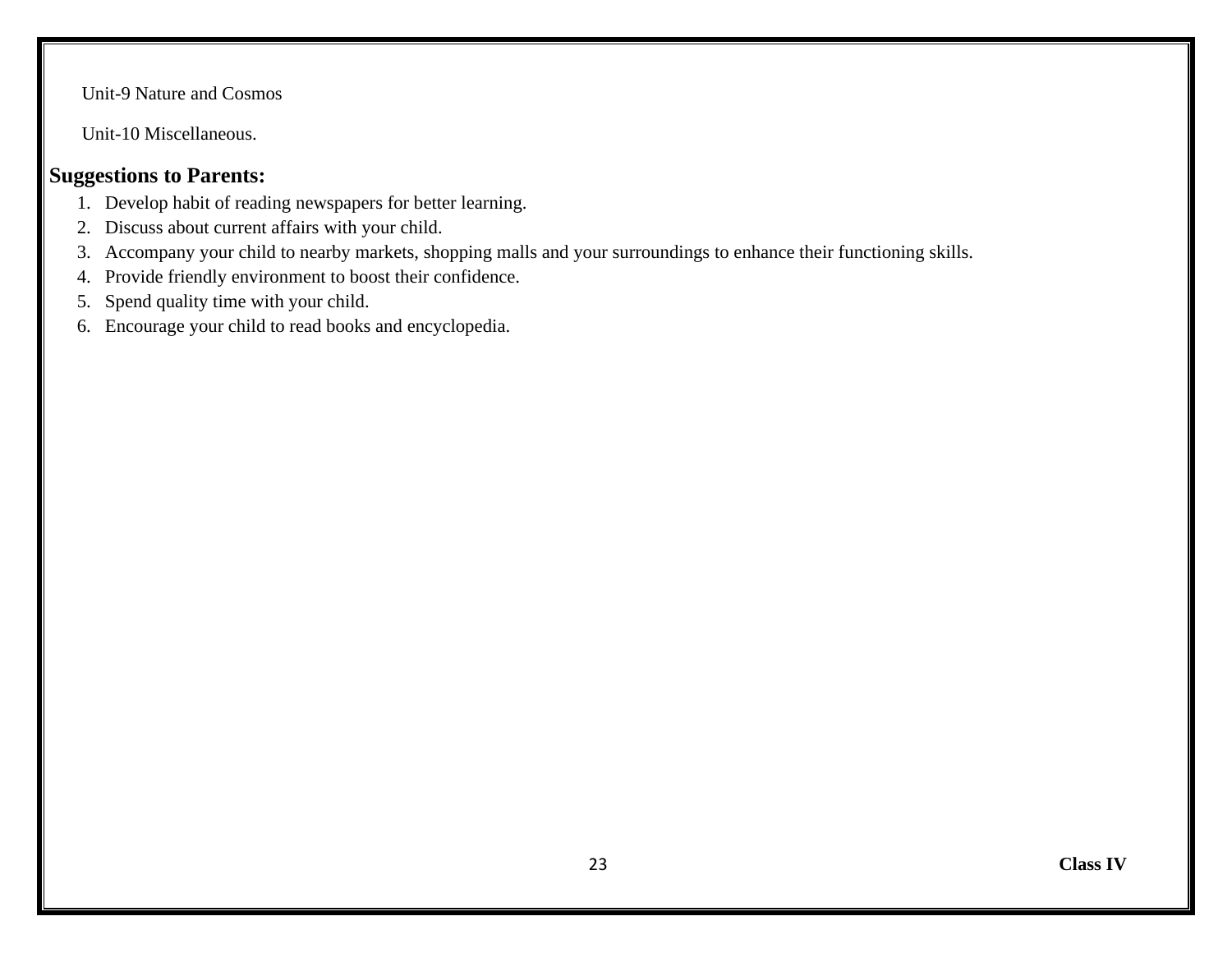Unit-9 Nature and Cosmos

Unit-10 Miscellaneous.

## Suggestions to Parents:

1. Develop habit of reading newspapers for better learning.
2. Discuss about current affairs with your child.
3. Accompany your child to nearby markets, shopping malls and your surroundings to enhance their functioning skills.
4. Provide friendly environment to boost their confidence.
5. Spend quality time with your child.
6. Encourage your child to read books and encyclopedia.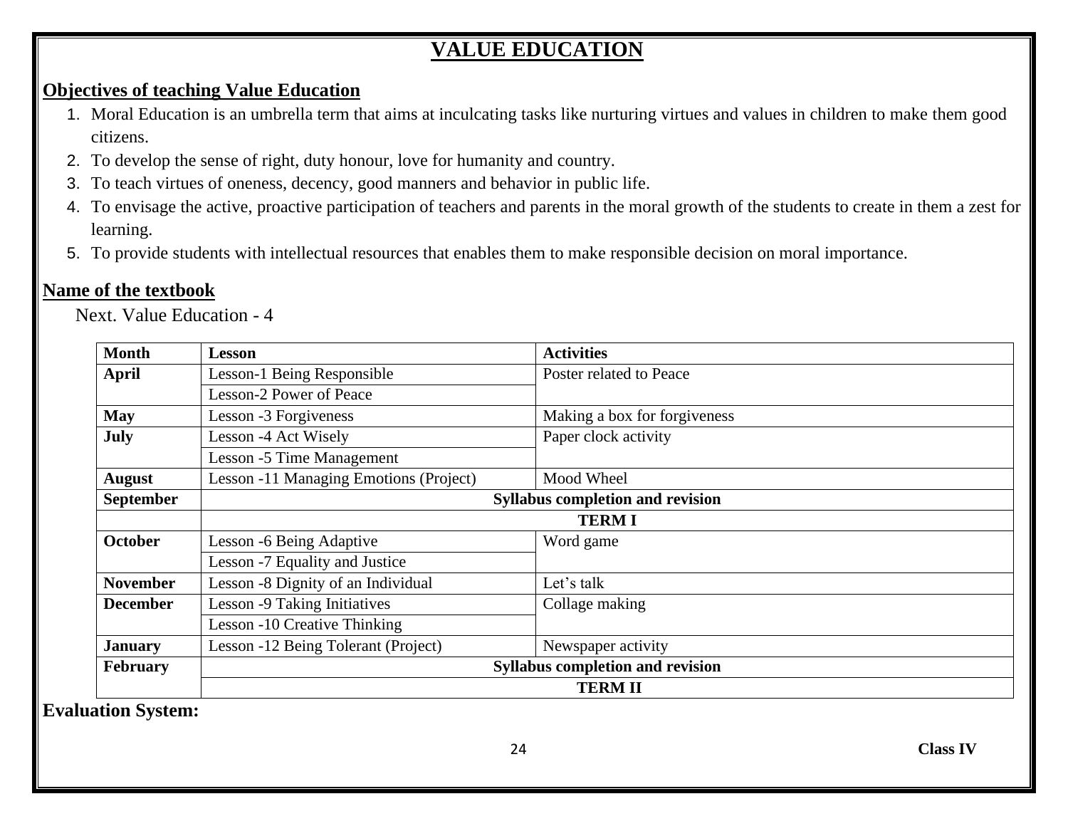# VALUE EDUCATION

## Objectives of teaching Value Education

1. Moral Education is an umbrella term that aims at inculcating tasks like nurturing virtues and values in children to make them good citizens.
2. To develop the sense of right, duty honour, love for humanity and country.
3. To teach virtues of oneness, decency, good manners and behavior in public life.
4. To envisage the active, proactive participation of teachers and parents in the moral growth of the students to create in them a zest for learning.
5. To provide students with intellectual resources that enables them to make responsible decision on moral importance.

## Name of the textbook

Next. Value Education - 4

| Month | Lesson | Activities |
|---|---|---|
| **April** | Lesson-1 Being Responsible | Poster related to Peace |
| | Lesson-2 Power of Peace | |
| **May** | Lesson -3 Forgiveness | Making a box for forgiveness |
| **July** | Lesson -4 Act Wisely | Paper clock activity |
| | Lesson -5 Time Management | |
| **August** | Lesson -11 Managing Emotions (Project) | Mood Wheel |
| **September** | **Syllabus completion and revision** | |
| | **TERM I** | |
| **October** | Lesson -6 Being Adaptive | Word game |
| | Lesson -7 Equality and Justice | |
| **November** | Lesson -8 Dignity of an Individual | Let's talk |
| **December** | Lesson -9 Taking Initiatives | Collage making |
| | Lesson -10 Creative Thinking | |
| **January** | Lesson -12 Being Tolerant (Project) | Newspaper activity |
| **February** | **Syllabus completion and revision** | |
| | **TERM II** | |

**Evaluation System:**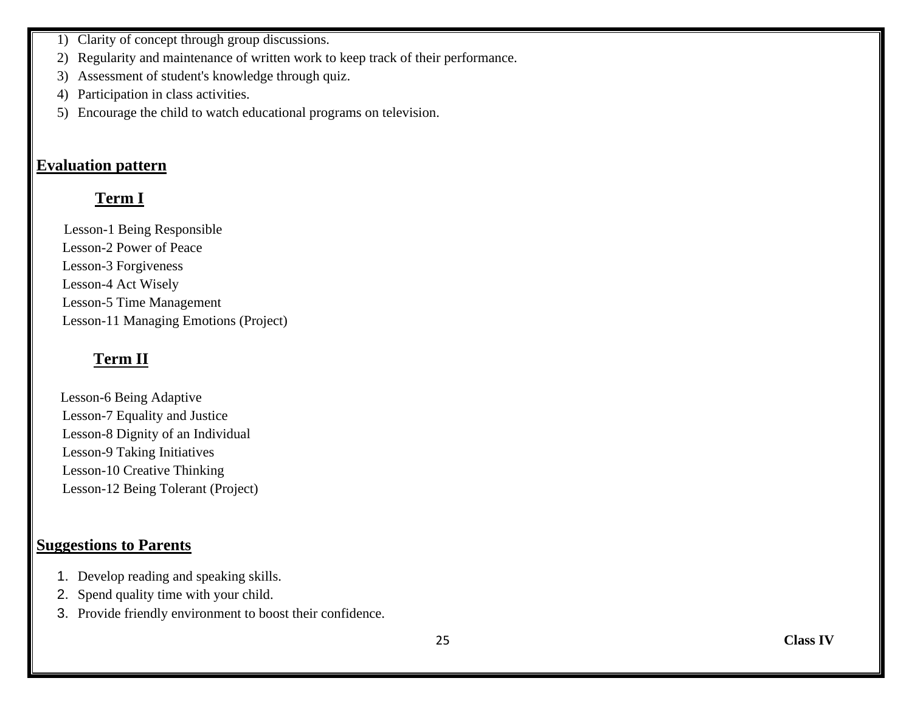1) Clarity of concept through group discussions.
2) Regularity and maintenance of written work to keep track of their performance.
3) Assessment of student's knowledge through quiz.
4) Participation in class activities.
5) Encourage the child to watch educational programs on television.

## Evaluation pattern

### Term I

Lesson-1 Being Responsible
Lesson-2 Power of Peace
Lesson-3 Forgiveness
Lesson-4 Act Wisely
Lesson-5 Time Management
Lesson-11 Managing Emotions (Project)

### Term II

Lesson-6 Being Adaptive
Lesson-7 Equality and Justice
Lesson-8 Dignity of an Individual
Lesson-9 Taking Initiatives
Lesson-10 Creative Thinking
Lesson-12 Being Tolerant (Project)

## Suggestions to Parents

1. Develop reading and speaking skills.
2. Spend quality time with your child.
3. Provide friendly environment to boost their confidence.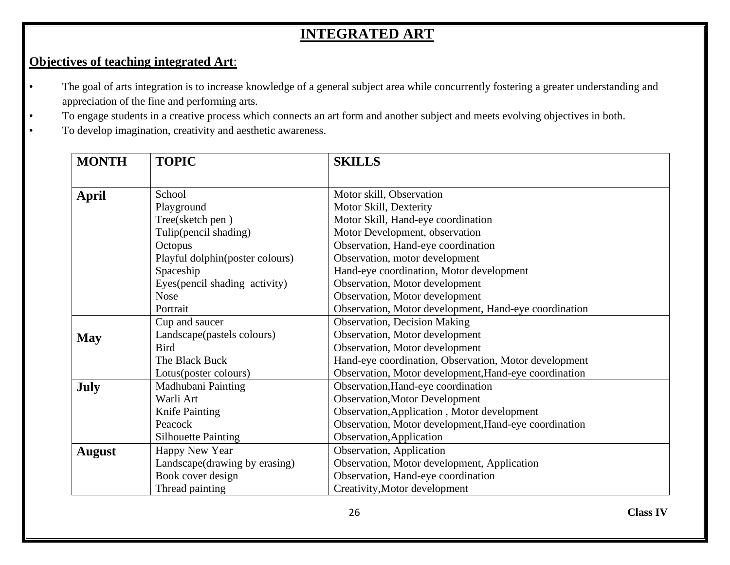# INTEGRATED ART

**Objectives of teaching integrated Art**:

- The goal of arts integration is to increase knowledge of a general subject area while concurrently fostering a greater understanding and appreciation of the fine and performing arts.
- To engage students in a creative process which connects an art form and another subject and meets evolving objectives in both.
- To develop imagination, creativity and aesthetic awareness.

| MONTH | TOPIC | SKILLS |
|---|---|---|
| **April** | School<br>Playground<br>Tree(sketch pen )<br>Tulip(pencil shading)<br>Octopus<br>Playful dolphin(poster colours)<br>Spaceship<br>Eyes(pencil shading activity)<br>Nose<br>Portrait | Motor skill, Observation<br>Motor Skill, Dexterity<br>Motor Skill, Hand-eye coordination<br>Motor Development, observation<br>Observation, Hand-eye coordination<br>Observation, motor development<br>Hand-eye coordination, Motor development<br>Observation, Motor development<br>Observation, Motor development<br>Observation, Motor development, Hand-eye coordination |
| **May** | Cup and saucer<br>Landscape(pastels colours)<br>Bird<br>The Black Buck<br>Lotus(poster colours) | Observation, Decision Making<br>Observation, Motor development<br>Observation, Motor development<br>Hand-eye coordination, Observation, Motor development<br>Observation, Motor development,Hand-eye coordination |
| **July** | Madhubani Painting<br>Warli Art<br>Knife Painting<br>Peacock<br>Silhouette Painting | Observation,Hand-eye coordination<br>Observation,Motor Development<br>Observation,Application , Motor development<br>Observation, Motor development,Hand-eye coordination<br>Observation,Application |
| **August** | Happy New Year<br>Landscape(drawing by erasing)<br>Book cover design<br>Thread painting | Observation, Application<br>Observation, Motor development, Application<br>Observation, Hand-eye coordination<br>Creativity,Motor development |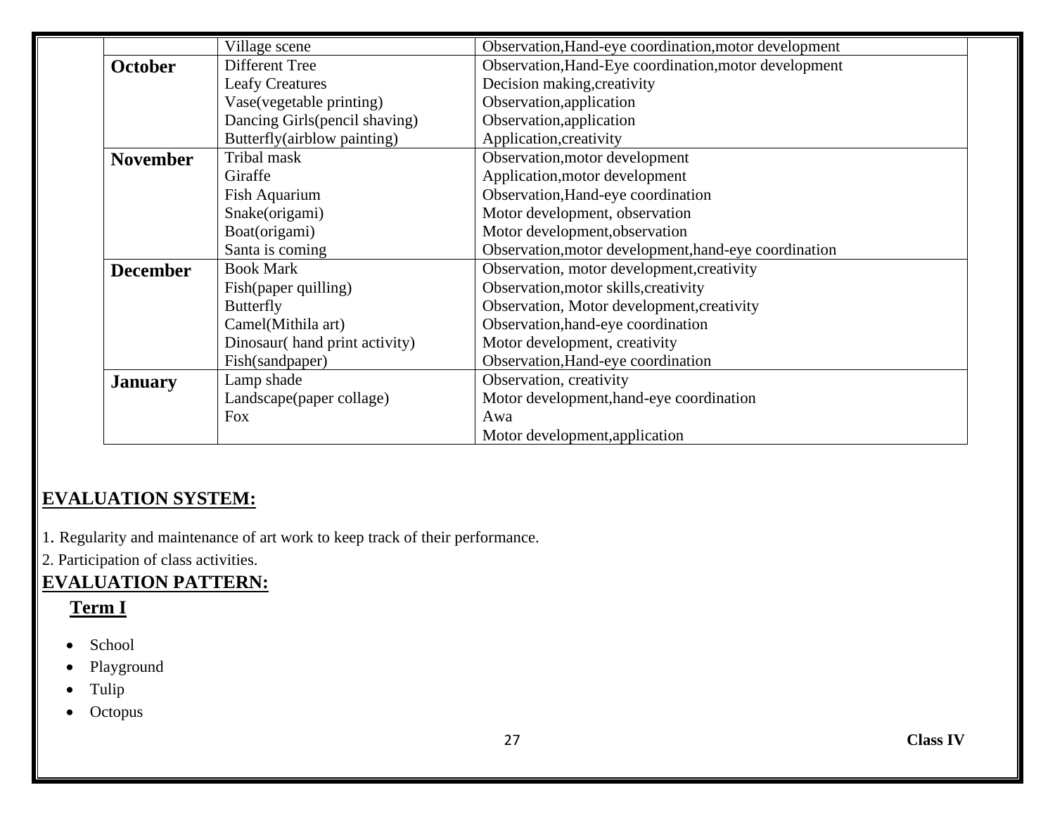| | | |
|---|---|---|
| | Village scene | Observation,Hand-eye coordination,motor development |
| **October** | Different Tree | Observation,Hand-Eye coordination,motor development |
| | Leafy Creatures | Decision making,creativity |
| | Vase(vegetable printing) | Observation,application |
| | Dancing Girls(pencil shaving) | Observation,application |
| | Butterfly(airblow painting) | Application,creativity |
| **November** | Tribal mask | Observation,motor development |
| | Giraffe | Application,motor development |
| | Fish Aquarium | Observation,Hand-eye coordination |
| | Snake(origami) | Motor development, observation |
| | Boat(origami) | Motor development,observation |
| | Santa is coming | Observation,motor development,hand-eye coordination |
| **December** | Book Mark | Observation, motor development,creativity |
| | Fish(paper quilling) | Observation,motor skills,creativity |
| | Butterfly | Observation, Motor development,creativity |
| | Camel(Mithila art) | Observation,hand-eye coordination |
| | Dinosaur( hand print activity) | Motor development, creativity |
| | Fish(sandpaper) | Observation,Hand-eye coordination |
| **January** | Lamp shade | Observation, creativity |
| | Landscape(paper collage) | Motor development,hand-eye coordination |
| | Fox | Awa |
| | | Motor development,application |

## EVALUATION SYSTEM:

1. Regularity and maintenance of art work to keep track of their performance.
2. Participation of class activities.

## EVALUATION PATTERN:

### Term I

- School
- Playground
- Tulip
- Octopus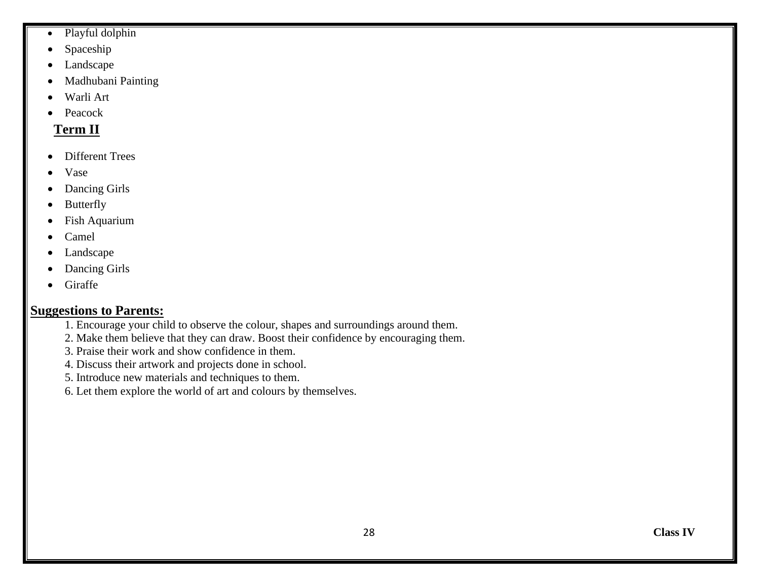- Playful dolphin
- Spaceship
- Landscape
- Madhubani Painting
- Warli Art
- Peacock

## Term II

- Different Trees
- Vase
- Dancing Girls
- Butterfly
- Fish Aquarium
- Camel
- Landscape
- Dancing Girls
- Giraffe

## Suggestions to Parents:

1. Encourage your child to observe the colour, shapes and surroundings around them.
2. Make them believe that they can draw. Boost their confidence by encouraging them.
3. Praise their work and show confidence in them.
4. Discuss their artwork and projects done in school.
5. Introduce new materials and techniques to them.
6. Let them explore the world of art and colours by themselves.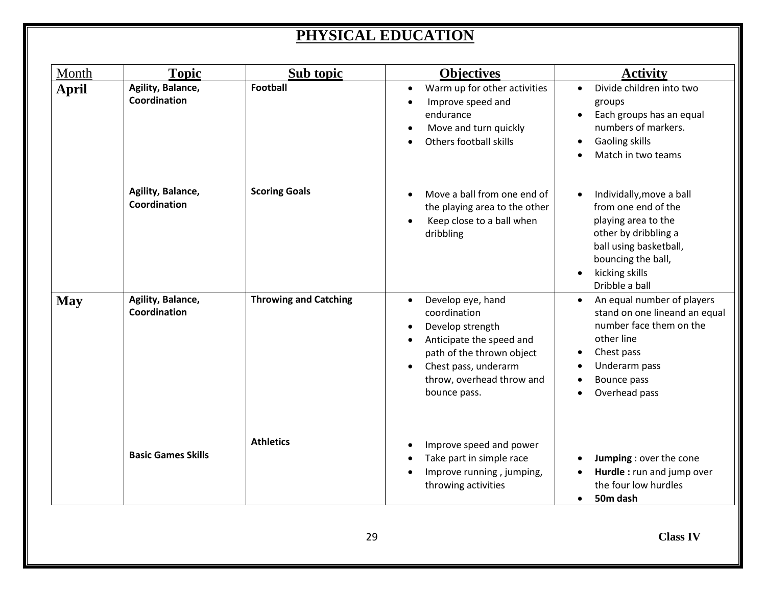# PHYSICAL EDUCATION

| Month | Topic | Sub topic | Objectives | Activity |
|---|---|---|---|---|
| **April** | **Agility, Balance, Coordination** | **Football** | • Warm up for other activities<br>• Improve speed and endurance<br>• Move and turn quickly<br>• Others football skills | • Divide children into two groups<br>• Each groups has an equal numbers of markers.<br>• Gaoling skills<br>• Match in two teams |
| | **Agility, Balance, Coordination** | **Scoring Goals** | • Move a ball from one end of the playing area to the other<br>• Keep close to a ball when dribbling | • Individually,move a ball from one end of the playing area to the other by dribbling a ball using basketball, bouncing the ball,<br>• kicking skills Dribble a ball |
| **May** | **Agility, Balance, Coordination** | **Throwing and Catching** | • Develop eye, hand coordination<br>• Develop strength<br>• Anticipate the speed and path of the thrown object<br>• Chest pass, underarm throw, overhead throw and bounce pass. | • An equal number of players stand on one lineand an equal number face them on the other line<br>• Chest pass<br>• Underarm pass<br>• Bounce pass<br>• Overhead pass |
| | **Basic Games Skills** | **Athletics** | • Improve speed and power<br>• Take part in simple race<br>• Improve running , jumping, throwing activities | • **Jumping** : over the cone<br>• **Hurdle :** run and jump over the four low hurdles<br>• **50m dash** |

**Class IV**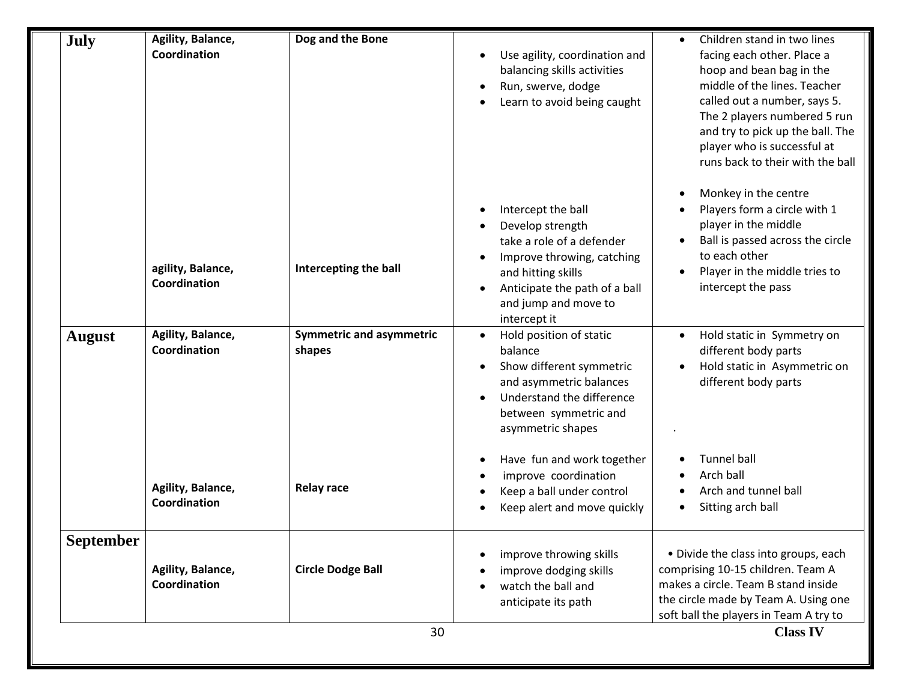| | | | | |
|---|---|---|---|---|
| **July** | **Agility, Balance, Coordination** | **Dog and the Bone** | • Use agility, coordination and balancing skills activities<br>• Run, swerve, dodge<br>• Learn to avoid being caught | • Children stand in two lines facing each other. Place a hoop and bean bag in the middle of the lines. Teacher called out a number, says 5. The 2 players numbered 5 run and try to pick up the ball. The player who is successful at runs back to their with the ball |
| | **agility, Balance, Coordination** | **Intercepting the ball** | • Intercept the ball<br>• Develop strength take a role of a defender<br>• Improve throwing, catching and hitting skills<br>• Anticipate the path of a ball and jump and move to intercept it | • Monkey in the centre<br>• Players form a circle with 1 player in the middle<br>• Ball is passed across the circle to each other<br>• Player in the middle tries to intercept the pass |
| **August** | **Agility, Balance, Coordination** | **Symmetric and asymmetric shapes** | • Hold position of static balance<br>• Show different symmetric and asymmetric balances<br>• Understand the difference between symmetric and asymmetric shapes | • Hold static in Symmetry on different body parts<br>• Hold static in Asymmetric on different body parts<br>. |
| | **Agility, Balance, Coordination** | **Relay race** | • Have fun and work together<br>• improve coordination<br>• Keep a ball under control<br>• Keep alert and move quickly | • Tunnel ball<br>• Arch ball<br>• Arch and tunnel ball<br>• Sitting arch ball |
| **September** | **Agility, Balance, Coordination** | **Circle Dodge Ball** | • improve throwing skills<br>• improve dodging skills<br>• watch the ball and anticipate its path | • Divide the class into groups, each comprising 10-15 children. Team A makes a circle. Team B stand inside the circle made by Team A. Using one soft ball the players in Team A try to |

**Class IV**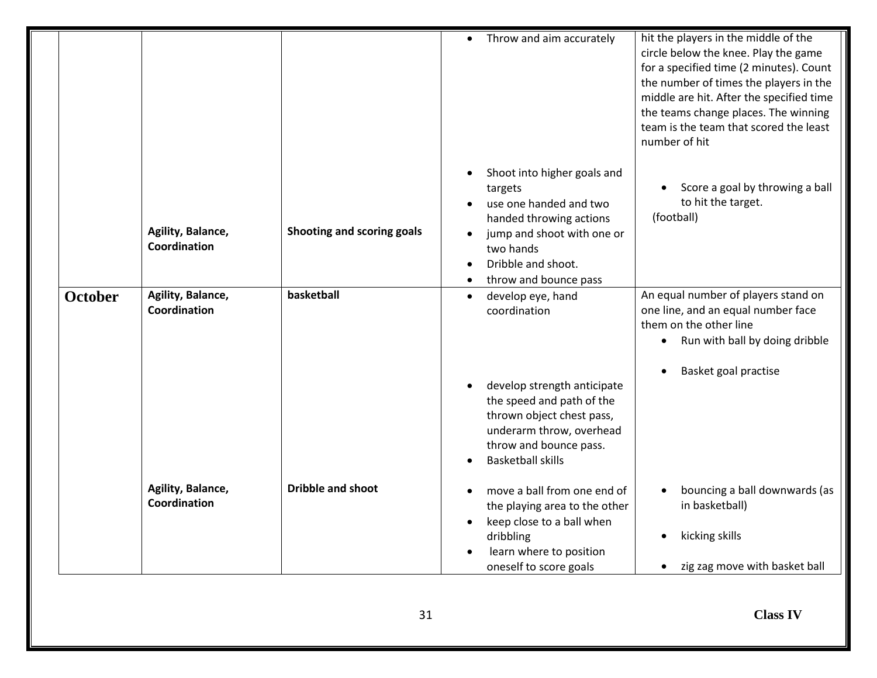| | | | | |
|---|---|---|---|---|
| | | | • Throw and aim accurately | hit the players in the middle of the circle below the knee. Play the game for a specified time (2 minutes). Count the number of times the players in the middle are hit. After the specified time the teams change places. The winning team is the team that scored the least number of hit |
| | **Agility, Balance, Coordination** | **Shooting and scoring goals** | • Shoot into higher goals and targets<br>• use one handed and two handed throwing actions<br>• jump and shoot with one or two hands<br>• Dribble and shoot.<br>• throw and bounce pass | • Score a goal by throwing a ball to hit the target.<br>(football) |
| **October** | **Agility, Balance, Coordination** | **basketball** | • develop eye, hand coordination<br>• develop strength anticipate the speed and path of the thrown object chest pass, underarm throw, overhead throw and bounce pass.<br>• Basketball skills | An equal number of players stand on one line, and an equal number face them on the other line<br>• Run with ball by doing dribble<br>• Basket goal practise |
| | **Agility, Balance, Coordination** | **Dribble and shoot** | • move a ball from one end of the playing area to the other<br>• keep close to a ball when dribbling<br>• learn where to position oneself to score goals | • bouncing a ball downwards (as in basketball)<br>• kicking skills<br>• zig zag move with basket ball |

**Class IV**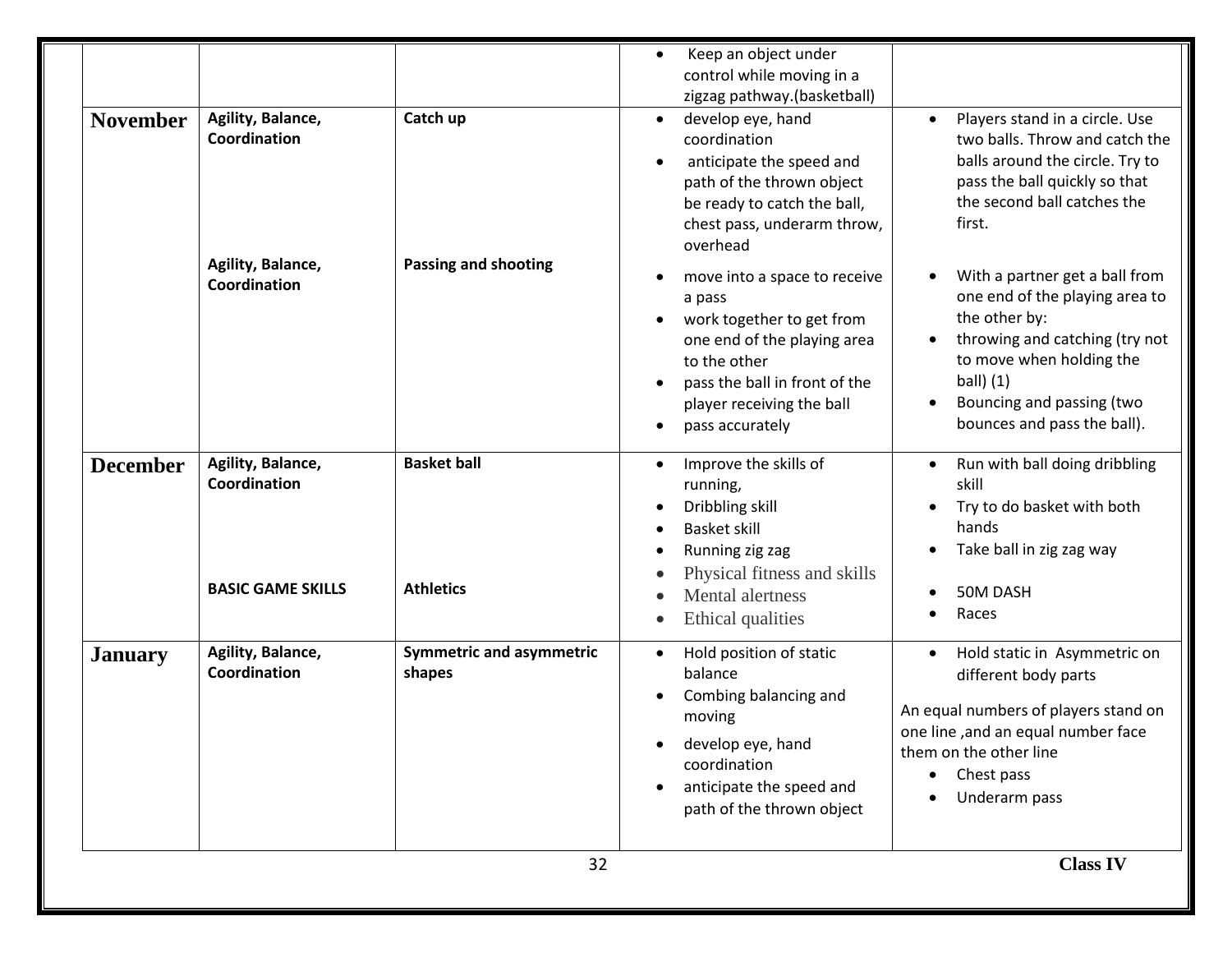| | | | | |
|---|---|---|---|---|
| | | | • Keep an object under control while moving in a zigzag pathway.(basketball) | |
| **November** | **Agility, Balance, Coordination** | **Catch up** | • develop eye, hand coordination<br>• anticipate the speed and path of the thrown object be ready to catch the ball, chest pass, underarm throw, overhead | • Players stand in a circle. Use two balls. Throw and catch the balls around the circle. Try to pass the ball quickly so that the second ball catches the first. |
| | **Agility, Balance, Coordination** | **Passing and shooting** | • move into a space to receive a pass<br>• work together to get from one end of the playing area to the other<br>• pass the ball in front of the player receiving the ball<br>• pass accurately | • With a partner get a ball from one end of the playing area to the other by:<br>• throwing and catching (try not to move when holding the ball) (1)<br>• Bouncing and passing (two bounces and pass the ball). |
| **December** | **Agility, Balance, Coordination** | **Basket ball** | • Improve the skills of running,<br>• Dribbling skill<br>• Basket skill<br>• Running zig zag | • Run with ball doing dribbling skill<br>• Try to do basket with both hands<br>• Take ball in zig zag way |
| | **BASIC GAME SKILLS** | **Athletics** | • Physical fitness and skills<br>• Mental alertness<br>• Ethical qualities | • 50M DASH<br>• Races |
| **January** | **Agility, Balance, Coordination** | **Symmetric and asymmetric shapes** | • Hold position of static balance<br>• Combing balancing and moving<br>• develop eye, hand coordination<br>• anticipate the speed and path of the thrown object | • Hold static in Asymmetric on different body parts<br><br>An equal numbers of players stand on one line ,and an equal number face them on the other line<br>• Chest pass<br>• Underarm pass |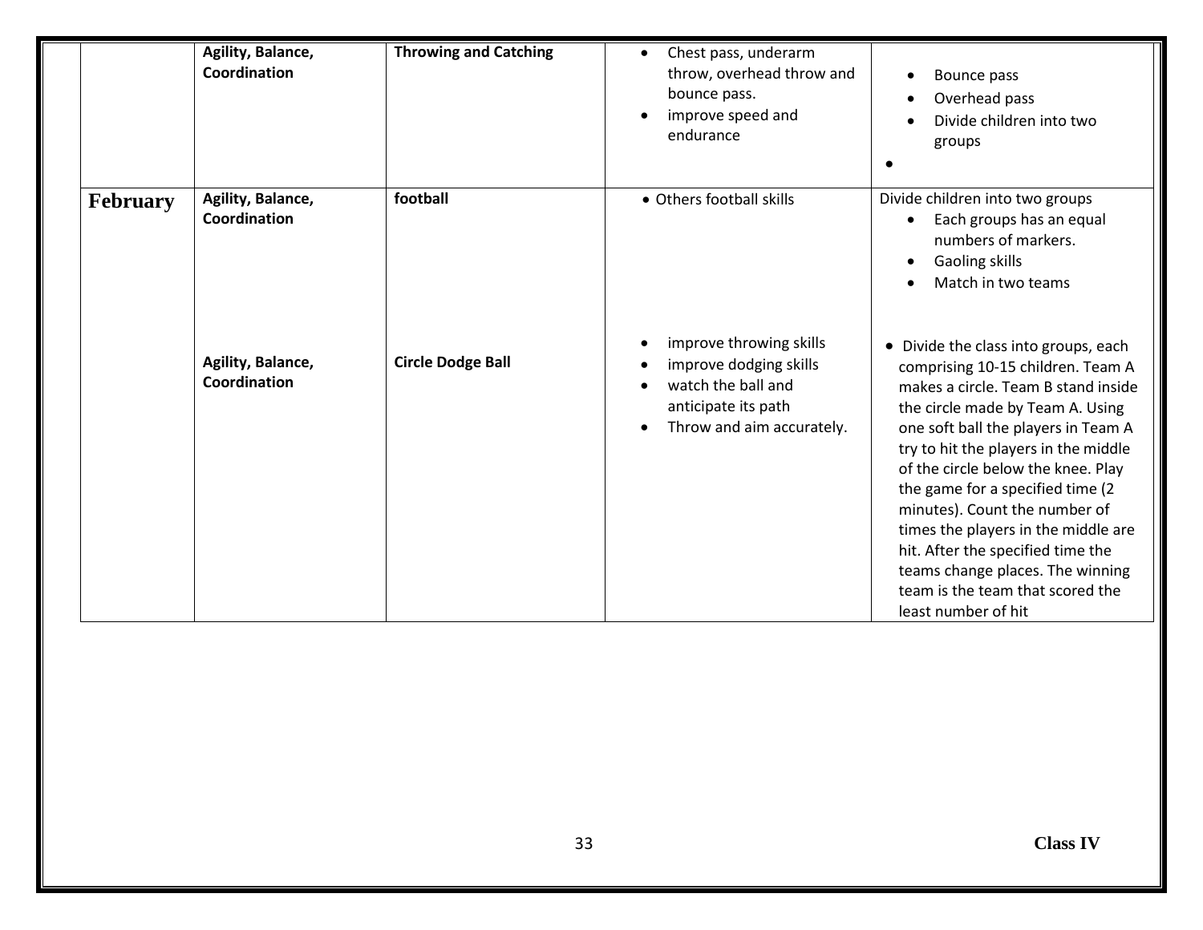| | Agility, Balance, Coordination | Throwing and Catching | • Chest pass, underarm throw, overhead throw and bounce pass.<br>• improve speed and endurance | • Bounce pass<br>• Overhead pass<br>• Divide children into two groups<br>• |
|---|---|---|---|---|
| **February** | **Agility, Balance, Coordination** | **football** | • Others football skills | Divide children into two groups<br>• Each groups has an equal numbers of markers.<br>• Gaoling skills<br>• Match in two teams |
| | **Agility, Balance, Coordination** | **Circle Dodge Ball** | • improve throwing skills<br>• improve dodging skills<br>• watch the ball and anticipate its path<br>• Throw and aim accurately. | • Divide the class into groups, each comprising 10-15 children. Team A makes a circle. Team B stand inside the circle made by Team A. Using one soft ball the players in Team A try to hit the players in the middle of the circle below the knee. Play the game for a specified time (2 minutes). Count the number of times the players in the middle are hit. After the specified time the teams change places. The winning team is the team that scored the least number of hit |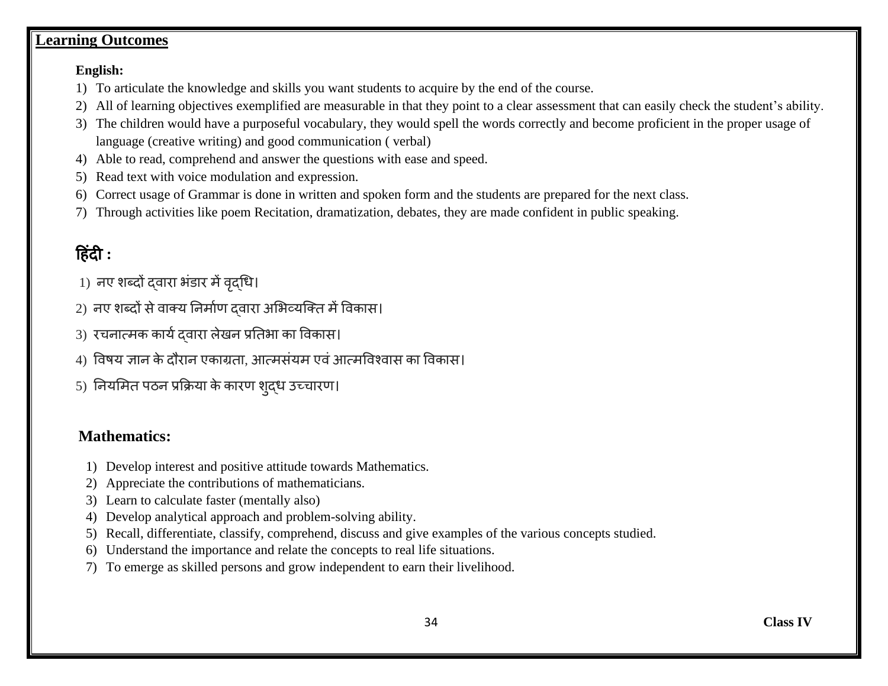## Learning Outcomes

**English:**

1) To articulate the knowledge and skills you want students to acquire by the end of the course.
2) All of learning objectives exemplified are measurable in that they point to a clear assessment that can easily check the student's ability.
3) The children would have a purposeful vocabulary, they would spell the words correctly and become proficient in the proper usage of language (creative writing) and good communication ( verbal)
4) Able to read, comprehend and answer the questions with ease and speed.
5) Read text with voice modulation and expression.
6) Correct usage of Grammar is done in written and spoken form and the students are prepared for the next class.
7) Through activities like poem Recitation, dramatization, debates, they are made confident in public speaking.

### हिंदी :

1) नए शब्दों द्वारा भंडार में वृद्धि।
2) नए शब्दों से वाक्य निर्माण द्वारा अभिव्यक्ति में विकास।
3) रचनात्मक कार्य द्वारा लेखन प्रतिभा का विकास।
4) विषय ज्ञान के दौरान एकाग्रता, आत्मसंयम एवं आत्मविश्वास का विकास।
5) नियमित पठन प्रक्रिया के कारण शुद्ध उच्चारण।

### Mathematics:

1) Develop interest and positive attitude towards Mathematics.
2) Appreciate the contributions of mathematicians.
3) Learn to calculate faster (mentally also)
4) Develop analytical approach and problem-solving ability.
5) Recall, differentiate, classify, comprehend, discuss and give examples of the various concepts studied.
6) Understand the importance and relate the concepts to real life situations.
7) To emerge as skilled persons and grow independent to earn their livelihood.

**Class IV**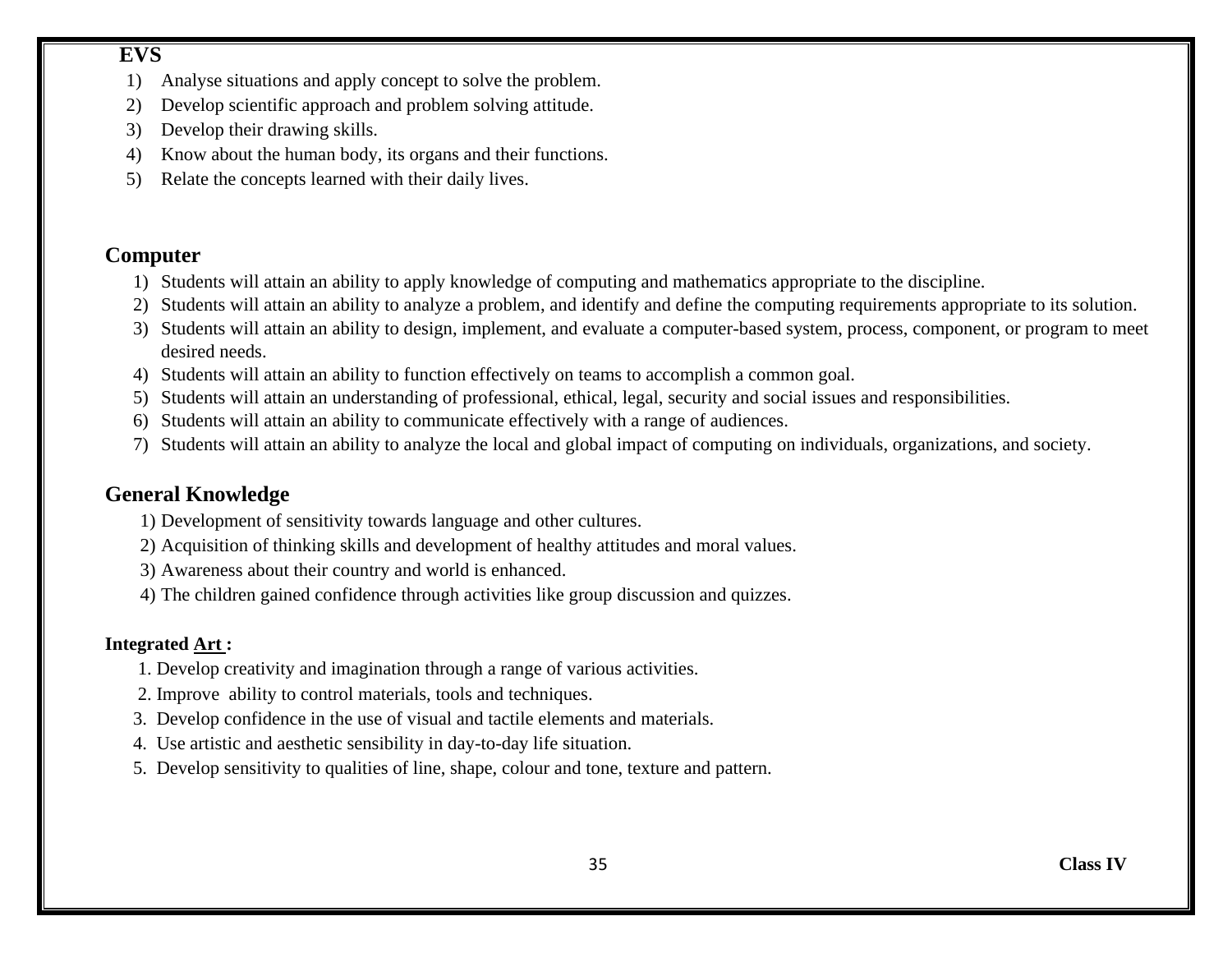## EVS

1) Analyse situations and apply concept to solve the problem.
2) Develop scientific approach and problem solving attitude.
3) Develop their drawing skills.
4) Know about the human body, its organs and their functions.
5) Relate the concepts learned with their daily lives.

## Computer

1) Students will attain an ability to apply knowledge of computing and mathematics appropriate to the discipline.
2) Students will attain an ability to analyze a problem, and identify and define the computing requirements appropriate to its solution.
3) Students will attain an ability to design, implement, and evaluate a computer-based system, process, component, or program to meet desired needs.
4) Students will attain an ability to function effectively on teams to accomplish a common goal.
5) Students will attain an understanding of professional, ethical, legal, security and social issues and responsibilities.
6) Students will attain an ability to communicate effectively with a range of audiences.
7) Students will attain an ability to analyze the local and global impact of computing on individuals, organizations, and society.

## General Knowledge

1) Development of sensitivity towards language and other cultures.
2) Acquisition of thinking skills and development of healthy attitudes and moral values.
3) Awareness about their country and world is enhanced.
4) The children gained confidence through activities like group discussion and quizzes.

**Integrated Art :**

1. Develop creativity and imagination through a range of various activities.
2. Improve ability to control materials, tools and techniques.
3. Develop confidence in the use of visual and tactile elements and materials.
4. Use artistic and aesthetic sensibility in day-to-day life situation.
5. Develop sensitivity to qualities of line, shape, colour and tone, texture and pattern.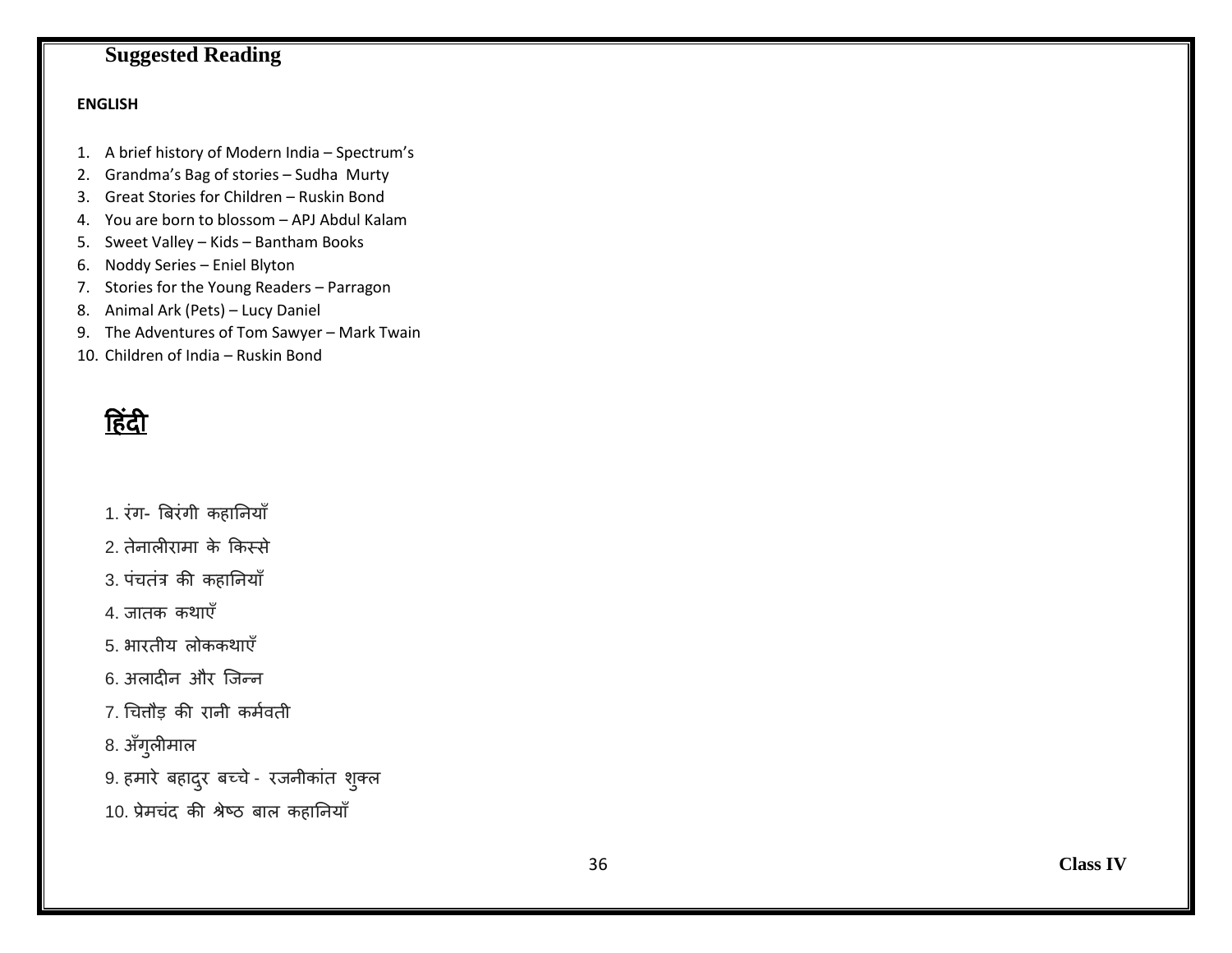# Suggested Reading

**ENGLISH**

1. A brief history of Modern India – Spectrum's
2. Grandma's Bag of stories – Sudha Murty
3. Great Stories for Children – Ruskin Bond
4. You are born to blossom – APJ Abdul Kalam
5. Sweet Valley – Kids – Bantham Books
6. Noddy Series – Eniel Blyton
7. Stories for the Young Readers – Parragon
8. Animal Ark (Pets) – Lucy Daniel
9. The Adventures of Tom Sawyer – Mark Twain
10. Children of India – Ruskin Bond

## हिंदी

1. रंग- बिरंगी कहानियाँ
2. तेनालीरामा के किस्से
3. पंचतंत्र की कहानियाँ
4. जातक कथाएँ
5. भारतीय लोककथाएँ
6. अलादीन और जिन्न
7. चित्तौड़ की रानी कर्मवती
8. अँगुलीमाल
9. हमारे बहादुर बच्चे - रजनीकांत शुक्ल
10. प्रेमचंद की श्रेष्ठ बाल कहानियाँ